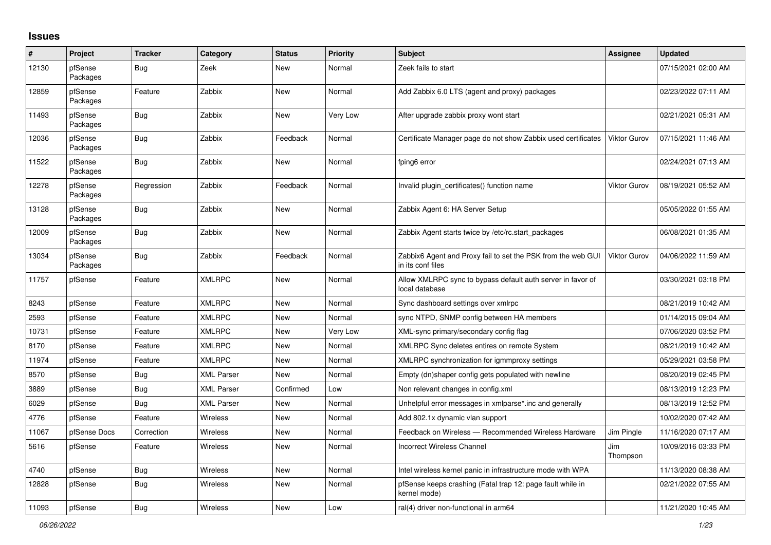## Issues

| # | Project | Tracker | Category | Status | Priority | Subject | Assignee | Updated |
|---|---|---|---|---|---|---|---|---|
| 12130 | pfSense Packages | Bug | Zeek | New | Normal | Zeek fails to start | | 07/15/2021 02:00 AM |
| 12859 | pfSense Packages | Feature | Zabbix | New | Normal | Add Zabbix 6.0 LTS (agent and proxy) packages | | 02/23/2022 07:11 AM |
| 11493 | pfSense Packages | Bug | Zabbix | New | Very Low | After upgrade zabbix proxy wont start | | 02/21/2021 05:31 AM |
| 12036 | pfSense Packages | Bug | Zabbix | Feedback | Normal | Certificate Manager page do not show Zabbix used certificates | Viktor Gurov | 07/15/2021 11:46 AM |
| 11522 | pfSense Packages | Bug | Zabbix | New | Normal | fping6 error | | 02/24/2021 07:13 AM |
| 12278 | pfSense Packages | Regression | Zabbix | Feedback | Normal | Invalid plugin_certificates() function name | Viktor Gurov | 08/19/2021 05:52 AM |
| 13128 | pfSense Packages | Bug | Zabbix | New | Normal | Zabbix Agent 6: HA Server Setup | | 05/05/2022 01:55 AM |
| 12009 | pfSense Packages | Bug | Zabbix | New | Normal | Zabbix Agent starts twice by /etc/rc.start_packages | | 06/08/2021 01:35 AM |
| 13034 | pfSense Packages | Bug | Zabbix | Feedback | Normal | Zabbix6 Agent and Proxy fail to set the PSK from the web GUI in its conf files | Viktor Gurov | 04/06/2022 11:59 AM |
| 11757 | pfSense | Feature | XMLRPC | New | Normal | Allow XMLRPC sync to bypass default auth server in favor of local database | | 03/30/2021 03:18 PM |
| 8243 | pfSense | Feature | XMLRPC | New | Normal | Sync dashboard settings over xmlrpc | | 08/21/2019 10:42 AM |
| 2593 | pfSense | Feature | XMLRPC | New | Normal | sync NTPD, SNMP config between HA members | | 01/14/2015 09:04 AM |
| 10731 | pfSense | Feature | XMLRPC | New | Very Low | XML-sync primary/secondary config flag | | 07/06/2020 03:52 PM |
| 8170 | pfSense | Feature | XMLRPC | New | Normal | XMLRPC Sync deletes entires on remote System | | 08/21/2019 10:42 AM |
| 11974 | pfSense | Feature | XMLRPC | New | Normal | XMLRPC synchronization for igmmproxy settings | | 05/29/2021 03:58 PM |
| 8570 | pfSense | Bug | XML Parser | New | Normal | Empty (dn)shaper config gets populated with newline | | 08/20/2019 02:45 PM |
| 3889 | pfSense | Bug | XML Parser | Confirmed | Low | Non relevant changes in config.xml | | 08/13/2019 12:23 PM |
| 6029 | pfSense | Bug | XML Parser | New | Normal | Unhelpful error messages in xmlparse*.inc and generally | | 08/13/2019 12:52 PM |
| 4776 | pfSense | Feature | Wireless | New | Normal | Add 802.1x dynamic vlan support | | 10/02/2020 07:42 AM |
| 11067 | pfSense Docs | Correction | Wireless | New | Normal | Feedback on Wireless — Recommended Wireless Hardware | Jim Pingle | 11/16/2020 07:17 AM |
| 5616 | pfSense | Feature | Wireless | New | Normal | Incorrect Wireless Channel | Jim Thompson | 10/09/2016 03:33 PM |
| 4740 | pfSense | Bug | Wireless | New | Normal | Intel wireless kernel panic in infrastructure mode with WPA | | 11/13/2020 08:38 AM |
| 12828 | pfSense | Bug | Wireless | New | Normal | pfSense keeps crashing (Fatal trap 12: page fault while in kernel mode) | | 02/21/2022 07:55 AM |
| 11093 | pfSense | Bug | Wireless | New | Low | ral(4) driver non-functional in arm64 | | 11/21/2020 10:45 AM |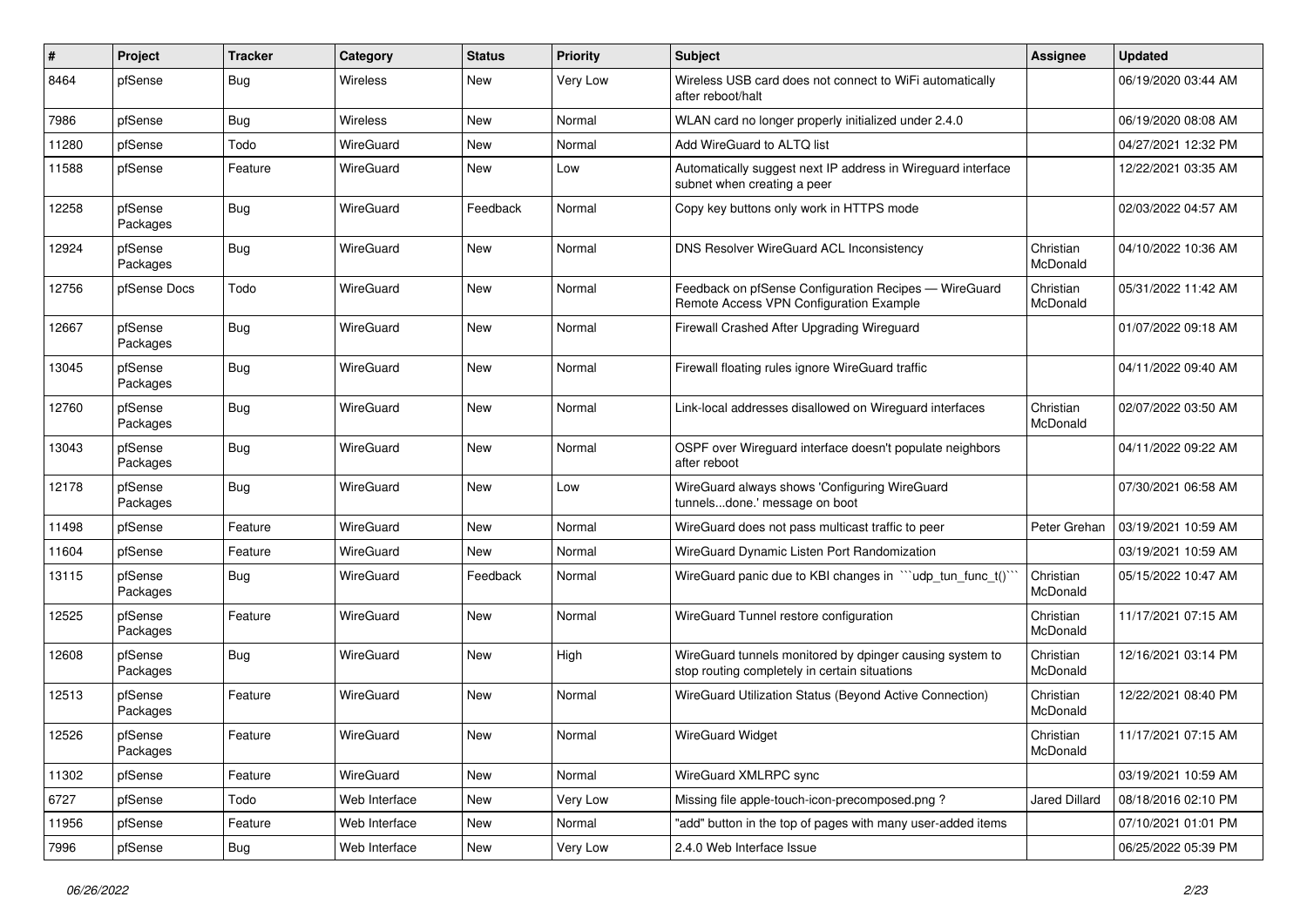| # | Project | Tracker | Category | Status | Priority | Subject | Assignee | Updated |
|---|---|---|---|---|---|---|---|---|
| 8464 | pfSense | Bug | Wireless | New | Very Low | Wireless USB card does not connect to WiFi automatically after reboot/halt | | 06/19/2020 03:44 AM |
| 7986 | pfSense | Bug | Wireless | New | Normal | WLAN card no longer properly initialized under 2.4.0 | | 06/19/2020 08:08 AM |
| 11280 | pfSense | Todo | WireGuard | New | Normal | Add WireGuard to ALTQ list | | 04/27/2021 12:32 PM |
| 11588 | pfSense | Feature | WireGuard | New | Low | Automatically suggest next IP address in Wireguard interface subnet when creating a peer | | 12/22/2021 03:35 AM |
| 12258 | pfSense Packages | Bug | WireGuard | Feedback | Normal | Copy key buttons only work in HTTPS mode | | 02/03/2022 04:57 AM |
| 12924 | pfSense Packages | Bug | WireGuard | New | Normal | DNS Resolver WireGuard ACL Inconsistency | Christian McDonald | 04/10/2022 10:36 AM |
| 12756 | pfSense Docs | Todo | WireGuard | New | Normal | Feedback on pfSense Configuration Recipes — WireGuard Remote Access VPN Configuration Example | Christian McDonald | 05/31/2022 11:42 AM |
| 12667 | pfSense Packages | Bug | WireGuard | New | Normal | Firewall Crashed After Upgrading Wireguard | | 01/07/2022 09:18 AM |
| 13045 | pfSense Packages | Bug | WireGuard | New | Normal | Firewall floating rules ignore WireGuard traffic | | 04/11/2022 09:40 AM |
| 12760 | pfSense Packages | Bug | WireGuard | New | Normal | Link-local addresses disallowed on Wireguard interfaces | Christian McDonald | 02/07/2022 03:50 AM |
| 13043 | pfSense Packages | Bug | WireGuard | New | Normal | OSPF over Wireguard interface doesn't populate neighbors after reboot | | 04/11/2022 09:22 AM |
| 12178 | pfSense Packages | Bug | WireGuard | New | Low | WireGuard always shows 'Configuring WireGuard tunnels...done.' message on boot | | 07/30/2021 06:58 AM |
| 11498 | pfSense | Feature | WireGuard | New | Normal | WireGuard does not pass multicast traffic to peer | Peter Grehan | 03/19/2021 10:59 AM |
| 11604 | pfSense | Feature | WireGuard | New | Normal | WireGuard Dynamic Listen Port Randomization | | 03/19/2021 10:59 AM |
| 13115 | pfSense Packages | Bug | WireGuard | Feedback | Normal | WireGuard panic due to KBI changes in ```udp_tun_func_t()``` | Christian McDonald | 05/15/2022 10:47 AM |
| 12525 | pfSense Packages | Feature | WireGuard | New | Normal | WireGuard Tunnel restore configuration | Christian McDonald | 11/17/2021 07:15 AM |
| 12608 | pfSense Packages | Bug | WireGuard | New | High | WireGuard tunnels monitored by dpinger causing system to stop routing completely in certain situations | Christian McDonald | 12/16/2021 03:14 PM |
| 12513 | pfSense Packages | Feature | WireGuard | New | Normal | WireGuard Utilization Status (Beyond Active Connection) | Christian McDonald | 12/22/2021 08:40 PM |
| 12526 | pfSense Packages | Feature | WireGuard | New | Normal | WireGuard Widget | Christian McDonald | 11/17/2021 07:15 AM |
| 11302 | pfSense | Feature | WireGuard | New | Normal | WireGuard XMLRPC sync | | 03/19/2021 10:59 AM |
| 6727 | pfSense | Todo | Web Interface | New | Very Low | Missing file apple-touch-icon-precomposed.png ? | Jared Dillard | 08/18/2016 02:10 PM |
| 11956 | pfSense | Feature | Web Interface | New | Normal | "add" button in the top of pages with many user-added items | | 07/10/2021 01:01 PM |
| 7996 | pfSense | Bug | Web Interface | New | Very Low | 2.4.0 Web Interface Issue | | 06/25/2022 05:39 PM |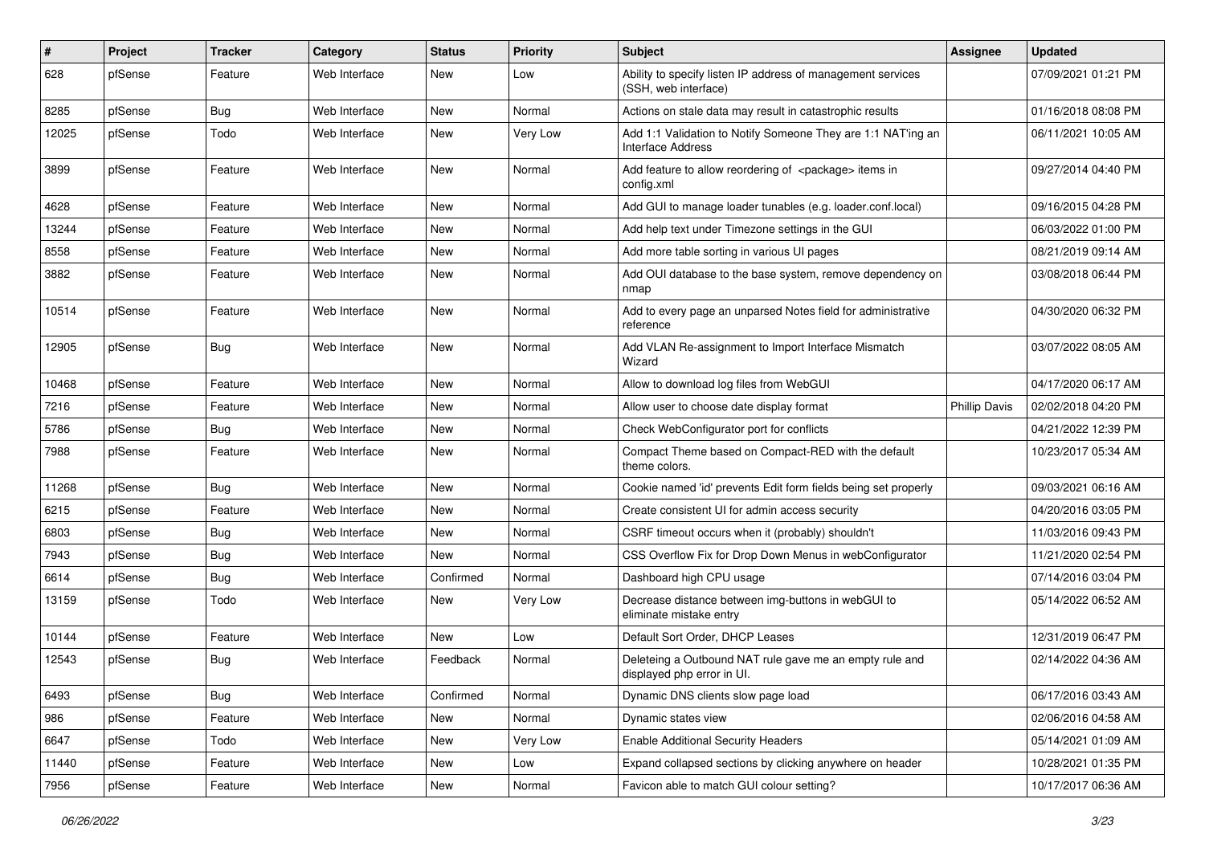| # | Project | Tracker | Category | Status | Priority | Subject | Assignee | Updated |
|---|---|---|---|---|---|---|---|---|
| 628 | pfSense | Feature | Web Interface | New | Low | Ability to specify listen IP address of management services (SSH, web interface) | | 07/09/2021 01:21 PM |
| 8285 | pfSense | Bug | Web Interface | New | Normal | Actions on stale data may result in catastrophic results | | 01/16/2018 08:08 PM |
| 12025 | pfSense | Todo | Web Interface | New | Very Low | Add 1:1 Validation to Notify Someone They are 1:1 NAT'ing an Interface Address | | 06/11/2021 10:05 AM |
| 3899 | pfSense | Feature | Web Interface | New | Normal | Add feature to allow reordering of <package> items in config.xml | | 09/27/2014 04:40 PM |
| 4628 | pfSense | Feature | Web Interface | New | Normal | Add GUI to manage loader tunables (e.g. loader.conf.local) | | 09/16/2015 04:28 PM |
| 13244 | pfSense | Feature | Web Interface | New | Normal | Add help text under Timezone settings in the GUI | | 06/03/2022 01:00 PM |
| 8558 | pfSense | Feature | Web Interface | New | Normal | Add more table sorting in various UI pages | | 08/21/2019 09:14 AM |
| 3882 | pfSense | Feature | Web Interface | New | Normal | Add OUI database to the base system, remove dependency on nmap | | 03/08/2018 06:44 PM |
| 10514 | pfSense | Feature | Web Interface | New | Normal | Add to every page an unparsed Notes field for administrative reference | | 04/30/2020 06:32 PM |
| 12905 | pfSense | Bug | Web Interface | New | Normal | Add VLAN Re-assignment to Import Interface Mismatch Wizard | | 03/07/2022 08:05 AM |
| 10468 | pfSense | Feature | Web Interface | New | Normal | Allow to download log files from WebGUI | | 04/17/2020 06:17 AM |
| 7216 | pfSense | Feature | Web Interface | New | Normal | Allow user to choose date display format | Phillip Davis | 02/02/2018 04:20 PM |
| 5786 | pfSense | Bug | Web Interface | New | Normal | Check WebConfigurator port for conflicts | | 04/21/2022 12:39 PM |
| 7988 | pfSense | Feature | Web Interface | New | Normal | Compact Theme based on Compact-RED with the default theme colors. | | 10/23/2017 05:34 AM |
| 11268 | pfSense | Bug | Web Interface | New | Normal | Cookie named 'id' prevents Edit form fields being set properly | | 09/03/2021 06:16 AM |
| 6215 | pfSense | Feature | Web Interface | New | Normal | Create consistent UI for admin access security | | 04/20/2016 03:05 PM |
| 6803 | pfSense | Bug | Web Interface | New | Normal | CSRF timeout occurs when it (probably) shouldn't | | 11/03/2016 09:43 PM |
| 7943 | pfSense | Bug | Web Interface | New | Normal | CSS Overflow Fix for Drop Down Menus in webConfigurator | | 11/21/2020 02:54 PM |
| 6614 | pfSense | Bug | Web Interface | Confirmed | Normal | Dashboard high CPU usage | | 07/14/2016 03:04 PM |
| 13159 | pfSense | Todo | Web Interface | New | Very Low | Decrease distance between img-buttons in webGUI to eliminate mistake entry | | 05/14/2022 06:52 AM |
| 10144 | pfSense | Feature | Web Interface | New | Low | Default Sort Order, DHCP Leases | | 12/31/2019 06:47 PM |
| 12543 | pfSense | Bug | Web Interface | Feedback | Normal | Deleteing a Outbound NAT rule gave me an empty rule and displayed php error in UI. | | 02/14/2022 04:36 AM |
| 6493 | pfSense | Bug | Web Interface | Confirmed | Normal | Dynamic DNS clients slow page load | | 06/17/2016 03:43 AM |
| 986 | pfSense | Feature | Web Interface | New | Normal | Dynamic states view | | 02/06/2016 04:58 AM |
| 6647 | pfSense | Todo | Web Interface | New | Very Low | Enable Additional Security Headers | | 05/14/2021 01:09 AM |
| 11440 | pfSense | Feature | Web Interface | New | Low | Expand collapsed sections by clicking anywhere on header | | 10/28/2021 01:35 PM |
| 7956 | pfSense | Feature | Web Interface | New | Normal | Favicon able to match GUI colour setting? | | 10/17/2017 06:36 AM |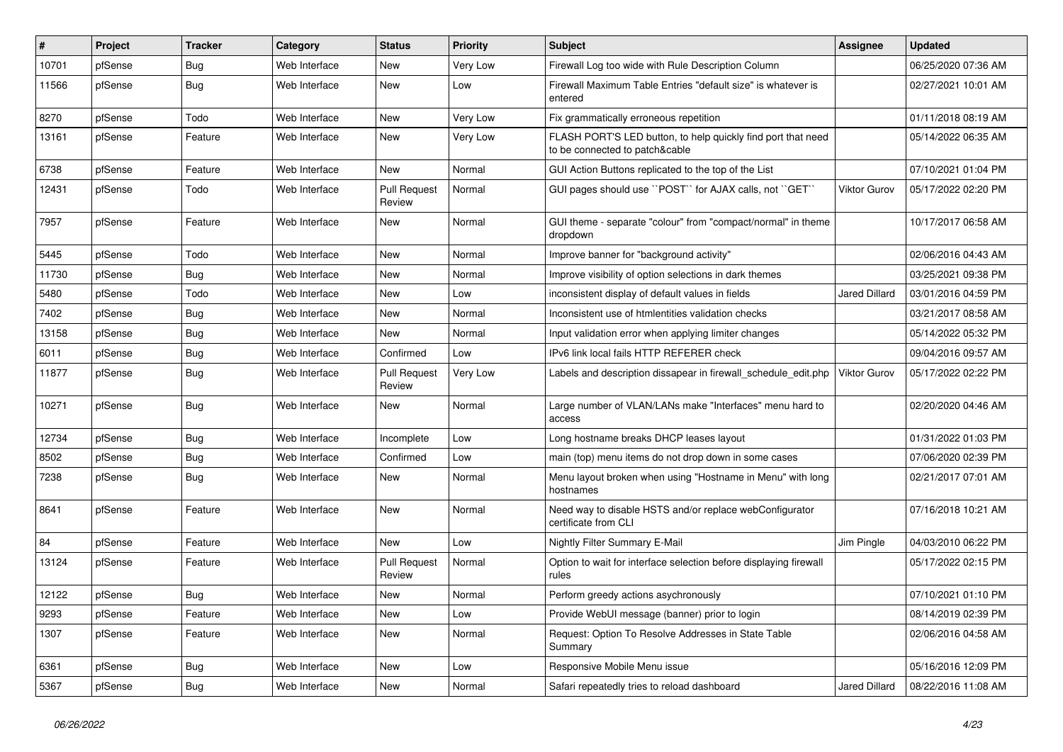| # | Project | Tracker | Category | Status | Priority | Subject | Assignee | Updated |
|---|---|---|---|---|---|---|---|---|
| 10701 | pfSense | Bug | Web Interface | New | Very Low | Firewall Log too wide with Rule Description Column | | 06/25/2020 07:36 AM |
| 11566 | pfSense | Bug | Web Interface | New | Low | Firewall Maximum Table Entries "default size" is whatever is entered | | 02/27/2021 10:01 AM |
| 8270 | pfSense | Todo | Web Interface | New | Very Low | Fix grammatically erroneous repetition | | 01/11/2018 08:19 AM |
| 13161 | pfSense | Feature | Web Interface | New | Very Low | FLASH PORT'S LED button, to help quickly find port that need to be connected to patch&cable | | 05/14/2022 06:35 AM |
| 6738 | pfSense | Feature | Web Interface | New | Normal | GUI Action Buttons replicated to the top of the List | | 07/10/2021 01:04 PM |
| 12431 | pfSense | Todo | Web Interface | Pull Request Review | Normal | GUI pages should use ``POST`` for AJAX calls, not ``GET`` | Viktor Gurov | 05/17/2022 02:20 PM |
| 7957 | pfSense | Feature | Web Interface | New | Normal | GUI theme - separate "colour" from "compact/normal" in theme dropdown | | 10/17/2017 06:58 AM |
| 5445 | pfSense | Todo | Web Interface | New | Normal | Improve banner for "background activity" | | 02/06/2016 04:43 AM |
| 11730 | pfSense | Bug | Web Interface | New | Normal | Improve visibility of option selections in dark themes | | 03/25/2021 09:38 PM |
| 5480 | pfSense | Todo | Web Interface | New | Low | inconsistent display of default values in fields | Jared Dillard | 03/01/2016 04:59 PM |
| 7402 | pfSense | Bug | Web Interface | New | Normal | Inconsistent use of htmlentities validation checks | | 03/21/2017 08:58 AM |
| 13158 | pfSense | Bug | Web Interface | New | Normal | Input validation error when applying limiter changes | | 05/14/2022 05:32 PM |
| 6011 | pfSense | Bug | Web Interface | Confirmed | Low | IPv6 link local fails HTTP REFERER check | | 09/04/2016 09:57 AM |
| 11877 | pfSense | Bug | Web Interface | Pull Request Review | Very Low | Labels and description dissapear in firewall_schedule_edit.php | Viktor Gurov | 05/17/2022 02:22 PM |
| 10271 | pfSense | Bug | Web Interface | New | Normal | Large number of VLAN/LANs make "Interfaces" menu hard to access | | 02/20/2020 04:46 AM |
| 12734 | pfSense | Bug | Web Interface | Incomplete | Low | Long hostname breaks DHCP leases layout | | 01/31/2022 01:03 PM |
| 8502 | pfSense | Bug | Web Interface | Confirmed | Low | main (top) menu items do not drop down in some cases | | 07/06/2020 02:39 PM |
| 7238 | pfSense | Bug | Web Interface | New | Normal | Menu layout broken when using "Hostname in Menu" with long hostnames | | 02/21/2017 07:01 AM |
| 8641 | pfSense | Feature | Web Interface | New | Normal | Need way to disable HSTS and/or replace webConfigurator certificate from CLI | | 07/16/2018 10:21 AM |
| 84 | pfSense | Feature | Web Interface | New | Low | Nightly Filter Summary E-Mail | Jim Pingle | 04/03/2010 06:22 PM |
| 13124 | pfSense | Feature | Web Interface | Pull Request Review | Normal | Option to wait for interface selection before displaying firewall rules | | 05/17/2022 02:15 PM |
| 12122 | pfSense | Bug | Web Interface | New | Normal | Perform greedy actions asychronously | | 07/10/2021 01:10 PM |
| 9293 | pfSense | Feature | Web Interface | New | Low | Provide WebUI message (banner) prior to login | | 08/14/2019 02:39 PM |
| 1307 | pfSense | Feature | Web Interface | New | Normal | Request: Option To Resolve Addresses in State Table Summary | | 02/06/2016 04:58 AM |
| 6361 | pfSense | Bug | Web Interface | New | Low | Responsive Mobile Menu issue | | 05/16/2016 12:09 PM |
| 5367 | pfSense | Bug | Web Interface | New | Normal | Safari repeatedly tries to reload dashboard | Jared Dillard | 08/22/2016 11:08 AM |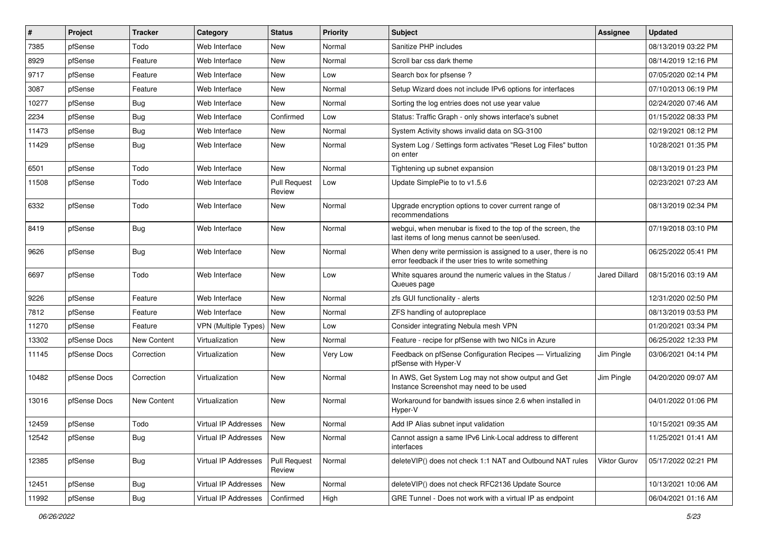| # | Project | Tracker | Category | Status | Priority | Subject | Assignee | Updated |
|---|---|---|---|---|---|---|---|---|
| 7385 | pfSense | Todo | Web Interface | New | Normal | Sanitize PHP includes | | 08/13/2019 03:22 PM |
| 8929 | pfSense | Feature | Web Interface | New | Normal | Scroll bar css dark theme | | 08/14/2019 12:16 PM |
| 9717 | pfSense | Feature | Web Interface | New | Low | Search box for pfsense ? | | 07/05/2020 02:14 PM |
| 3087 | pfSense | Feature | Web Interface | New | Normal | Setup Wizard does not include IPv6 options for interfaces | | 07/10/2013 06:19 PM |
| 10277 | pfSense | Bug | Web Interface | New | Normal | Sorting the log entries does not use year value | | 02/24/2020 07:46 AM |
| 2234 | pfSense | Bug | Web Interface | Confirmed | Low | Status: Traffic Graph - only shows interface's subnet | | 01/15/2022 08:33 PM |
| 11473 | pfSense | Bug | Web Interface | New | Normal | System Activity shows invalid data on SG-3100 | | 02/19/2021 08:12 PM |
| 11429 | pfSense | Bug | Web Interface | New | Normal | System Log / Settings form activates "Reset Log Files" button on enter | | 10/28/2021 01:35 PM |
| 6501 | pfSense | Todo | Web Interface | New | Normal | Tightening up subnet expansion | | 08/13/2019 01:23 PM |
| 11508 | pfSense | Todo | Web Interface | Pull Request Review | Low | Update SimplePie to to v1.5.6 | | 02/23/2021 07:23 AM |
| 6332 | pfSense | Todo | Web Interface | New | Normal | Upgrade encryption options to cover current range of recommendations | | 08/13/2019 02:34 PM |
| 8419 | pfSense | Bug | Web Interface | New | Normal | webgui, when menubar is fixed to the top of the screen, the last items of long menus cannot be seen/used. | | 07/19/2018 03:10 PM |
| 9626 | pfSense | Bug | Web Interface | New | Normal | When deny write permission is assigned to a user, there is no error feedback if the user tries to write something | | 06/25/2022 05:41 PM |
| 6697 | pfSense | Todo | Web Interface | New | Low | White squares around the numeric values in the Status / Queues page | Jared Dillard | 08/15/2016 03:19 AM |
| 9226 | pfSense | Feature | Web Interface | New | Normal | zfs GUI functionality - alerts | | 12/31/2020 02:50 PM |
| 7812 | pfSense | Feature | Web Interface | New | Normal | ZFS handling of autopreplace | | 08/13/2019 03:53 PM |
| 11270 | pfSense | Feature | VPN (Multiple Types) | New | Low | Consider integrating Nebula mesh VPN | | 01/20/2021 03:34 PM |
| 13302 | pfSense Docs | New Content | Virtualization | New | Normal | Feature - recipe for pfSense with two NICs in Azure | | 06/25/2022 12:33 PM |
| 11145 | pfSense Docs | Correction | Virtualization | New | Very Low | Feedback on pfSense Configuration Recipes — Virtualizing pfSense with Hyper-V | Jim Pingle | 03/06/2021 04:14 PM |
| 10482 | pfSense Docs | Correction | Virtualization | New | Normal | In AWS, Get System Log may not show output and Get Instance Screenshot may need to be used | Jim Pingle | 04/20/2020 09:07 AM |
| 13016 | pfSense Docs | New Content | Virtualization | New | Normal | Workaround for bandwith issues since 2.6 when installed in Hyper-V | | 04/01/2022 01:06 PM |
| 12459 | pfSense | Todo | Virtual IP Addresses | New | Normal | Add IP Alias subnet input validation | | 10/15/2021 09:35 AM |
| 12542 | pfSense | Bug | Virtual IP Addresses | New | Normal | Cannot assign a same IPv6 Link-Local address to different interfaces | | 11/25/2021 01:41 AM |
| 12385 | pfSense | Bug | Virtual IP Addresses | Pull Request Review | Normal | deleteVIP() does not check 1:1 NAT and Outbound NAT rules | Viktor Gurov | 05/17/2022 02:21 PM |
| 12451 | pfSense | Bug | Virtual IP Addresses | New | Normal | deleteVIP() does not check RFC2136 Update Source | | 10/13/2021 10:06 AM |
| 11992 | pfSense | Bug | Virtual IP Addresses | Confirmed | High | GRE Tunnel - Does not work with a virtual IP as endpoint | | 06/04/2021 01:16 AM |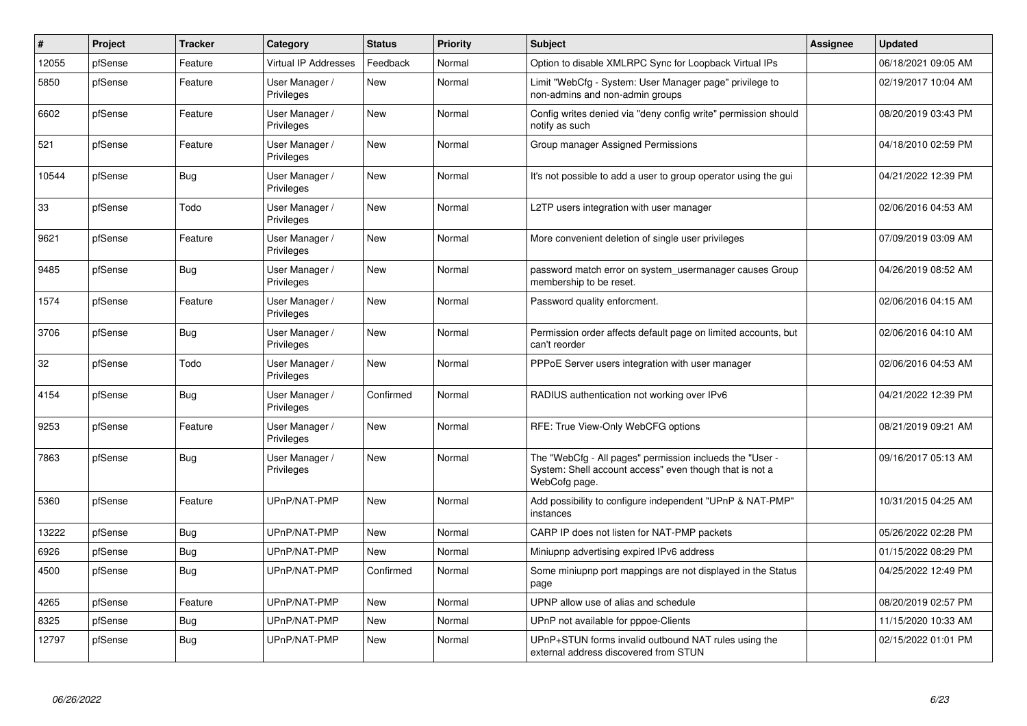| # | Project | Tracker | Category | Status | Priority | Subject | Assignee | Updated |
|---|---|---|---|---|---|---|---|---|
| 12055 | pfSense | Feature | Virtual IP Addresses | Feedback | Normal | Option to disable XMLRPC Sync for Loopback Virtual IPs | | 06/18/2021 09:05 AM |
| 5850 | pfSense | Feature | User Manager / Privileges | New | Normal | Limit "WebCfg - System: User Manager page" privilege to non-admins and non-admin groups | | 02/19/2017 10:04 AM |
| 6602 | pfSense | Feature | User Manager / Privileges | New | Normal | Config writes denied via "deny config write" permission should notify as such | | 08/20/2019 03:43 PM |
| 521 | pfSense | Feature | User Manager / Privileges | New | Normal | Group manager Assigned Permissions | | 04/18/2010 02:59 PM |
| 10544 | pfSense | Bug | User Manager / Privileges | New | Normal | It's not possible to add a user to group operator using the gui | | 04/21/2022 12:39 PM |
| 33 | pfSense | Todo | User Manager / Privileges | New | Normal | L2TP users integration with user manager | | 02/06/2016 04:53 AM |
| 9621 | pfSense | Feature | User Manager / Privileges | New | Normal | More convenient deletion of single user privileges | | 07/09/2019 03:09 AM |
| 9485 | pfSense | Bug | User Manager / Privileges | New | Normal | password match error on system_usermanager causes Group membership to be reset. | | 04/26/2019 08:52 AM |
| 1574 | pfSense | Feature | User Manager / Privileges | New | Normal | Password quality enforcment. | | 02/06/2016 04:15 AM |
| 3706 | pfSense | Bug | User Manager / Privileges | New | Normal | Permission order affects default page on limited accounts, but can't reorder | | 02/06/2016 04:10 AM |
| 32 | pfSense | Todo | User Manager / Privileges | New | Normal | PPPoE Server users integration with user manager | | 02/06/2016 04:53 AM |
| 4154 | pfSense | Bug | User Manager / Privileges | Confirmed | Normal | RADIUS authentication not working over IPv6 | | 04/21/2022 12:39 PM |
| 9253 | pfSense | Feature | User Manager / Privileges | New | Normal | RFE: True View-Only WebCFG options | | 08/21/2019 09:21 AM |
| 7863 | pfSense | Bug | User Manager / Privileges | New | Normal | The "WebCfg - All pages" permission inclueds the "User - System: Shell account access" even though that is not a WebCofg page. | | 09/16/2017 05:13 AM |
| 5360 | pfSense | Feature | UPnP/NAT-PMP | New | Normal | Add possibility to configure independent "UPnP & NAT-PMP" instances | | 10/31/2015 04:25 AM |
| 13222 | pfSense | Bug | UPnP/NAT-PMP | New | Normal | CARP IP does not listen for NAT-PMP packets | | 05/26/2022 02:28 PM |
| 6926 | pfSense | Bug | UPnP/NAT-PMP | New | Normal | Miniupnp advertising expired IPv6 address | | 01/15/2022 08:29 PM |
| 4500 | pfSense | Bug | UPnP/NAT-PMP | Confirmed | Normal | Some miniupnp port mappings are not displayed in the Status page | | 04/25/2022 12:49 PM |
| 4265 | pfSense | Feature | UPnP/NAT-PMP | New | Normal | UPNP allow use of alias and schedule | | 08/20/2019 02:57 PM |
| 8325 | pfSense | Bug | UPnP/NAT-PMP | New | Normal | UPnP not available for pppoe-Clients | | 11/15/2020 10:33 AM |
| 12797 | pfSense | Bug | UPnP/NAT-PMP | New | Normal | UPnP+STUN forms invalid outbound NAT rules using the external address discovered from STUN | | 02/15/2022 01:01 PM |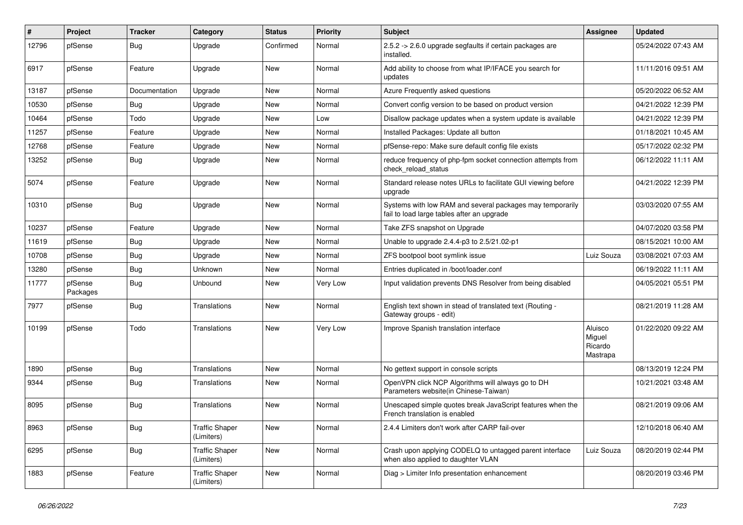| # | Project | Tracker | Category | Status | Priority | Subject | Assignee | Updated |
|---|---|---|---|---|---|---|---|---|
| 12796 | pfSense | Bug | Upgrade | Confirmed | Normal | 2.5.2 -> 2.6.0 upgrade segfaults if certain packages are installed. | | 05/24/2022 07:43 AM |
| 6917 | pfSense | Feature | Upgrade | New | Normal | Add ability to choose from what IP/IFACE you search for updates | | 11/11/2016 09:51 AM |
| 13187 | pfSense | Documentation | Upgrade | New | Normal | Azure Frequently asked questions | | 05/20/2022 06:52 AM |
| 10530 | pfSense | Bug | Upgrade | New | Normal | Convert config version to be based on product version | | 04/21/2022 12:39 PM |
| 10464 | pfSense | Todo | Upgrade | New | Low | Disallow package updates when a system update is available | | 04/21/2022 12:39 PM |
| 11257 | pfSense | Feature | Upgrade | New | Normal | Installed Packages: Update all button | | 01/18/2021 10:45 AM |
| 12768 | pfSense | Feature | Upgrade | New | Normal | pfSense-repo: Make sure default config file exists | | 05/17/2022 02:32 PM |
| 13252 | pfSense | Bug | Upgrade | New | Normal | reduce frequency of php-fpm socket connection attempts from check_reload_status | | 06/12/2022 11:11 AM |
| 5074 | pfSense | Feature | Upgrade | New | Normal | Standard release notes URLs to facilitate GUI viewing before upgrade | | 04/21/2022 12:39 PM |
| 10310 | pfSense | Bug | Upgrade | New | Normal | Systems with low RAM and several packages may temporarily fail to load large tables after an upgrade | | 03/03/2020 07:55 AM |
| 10237 | pfSense | Feature | Upgrade | New | Normal | Take ZFS snapshot on Upgrade | | 04/07/2020 03:58 PM |
| 11619 | pfSense | Bug | Upgrade | New | Normal | Unable to upgrade 2.4.4-p3 to 2.5/21.02-p1 | | 08/15/2021 10:00 AM |
| 10708 | pfSense | Bug | Upgrade | New | Normal | ZFS bootpool boot symlink issue | Luiz Souza | 03/08/2021 07:03 AM |
| 13280 | pfSense | Bug | Unknown | New | Normal | Entries duplicated in /boot/loader.conf | | 06/19/2022 11:11 AM |
| 11777 | pfSense Packages | Bug | Unbound | New | Very Low | Input validation prevents DNS Resolver from being disabled | | 04/05/2021 05:51 PM |
| 7977 | pfSense | Bug | Translations | New | Normal | English text shown in stead of translated text (Routing - Gateway groups - edit) | | 08/21/2019 11:28 AM |
| 10199 | pfSense | Todo | Translations | New | Very Low | Improve Spanish translation interface | Aluisco Miguel Ricardo Mastrapa | 01/22/2020 09:22 AM |
| 1890 | pfSense | Bug | Translations | New | Normal | No gettext support in console scripts | | 08/13/2019 12:24 PM |
| 9344 | pfSense | Bug | Translations | New | Normal | OpenVPN click NCP Algorithms will always go to DH Parameters website(in Chinese-Taiwan) | | 10/21/2021 03:48 AM |
| 8095 | pfSense | Bug | Translations | New | Normal | Unescaped simple quotes break JavaScript features when the French translation is enabled | | 08/21/2019 09:06 AM |
| 8963 | pfSense | Bug | Traffic Shaper (Limiters) | New | Normal | 2.4.4 Limiters don't work after CARP fail-over | | 12/10/2018 06:40 AM |
| 6295 | pfSense | Bug | Traffic Shaper (Limiters) | New | Normal | Crash upon applying CODELQ to untagged parent interface when also applied to daughter VLAN | Luiz Souza | 08/20/2019 02:44 PM |
| 1883 | pfSense | Feature | Traffic Shaper (Limiters) | New | Normal | Diag > Limiter Info presentation enhancement | | 08/20/2019 03:46 PM |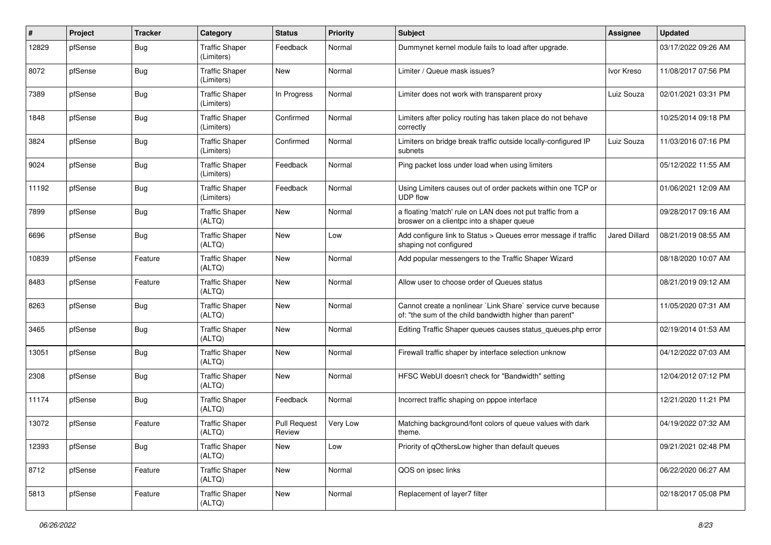| # | Project | Tracker | Category | Status | Priority | Subject | Assignee | Updated |
|---|---|---|---|---|---|---|---|---|
| 12829 | pfSense | Bug | Traffic Shaper (Limiters) | Feedback | Normal | Dummynet kernel module fails to load after upgrade. | | 03/17/2022 09:26 AM |
| 8072 | pfSense | Bug | Traffic Shaper (Limiters) | New | Normal | Limiter / Queue mask issues? | Ivor Kreso | 11/08/2017 07:56 PM |
| 7389 | pfSense | Bug | Traffic Shaper (Limiters) | In Progress | Normal | Limiter does not work with transparent proxy | Luiz Souza | 02/01/2021 03:31 PM |
| 1848 | pfSense | Bug | Traffic Shaper (Limiters) | Confirmed | Normal | Limiters after policy routing has taken place do not behave correctly | | 10/25/2014 09:18 PM |
| 3824 | pfSense | Bug | Traffic Shaper (Limiters) | Confirmed | Normal | Limiters on bridge break traffic outside locally-configured IP subnets | Luiz Souza | 11/03/2016 07:16 PM |
| 9024 | pfSense | Bug | Traffic Shaper (Limiters) | Feedback | Normal | Ping packet loss under load when using limiters | | 05/12/2022 11:55 AM |
| 11192 | pfSense | Bug | Traffic Shaper (Limiters) | Feedback | Normal | Using Limiters causes out of order packets within one TCP or UDP flow | | 01/06/2021 12:09 AM |
| 7899 | pfSense | Bug | Traffic Shaper (ALTQ) | New | Normal | a floating 'match' rule on LAN does not put traffic from a broswer on a clientpc into a shaper queue | | 09/28/2017 09:16 AM |
| 6696 | pfSense | Bug | Traffic Shaper (ALTQ) | New | Low | Add configure link to Status > Queues error message if traffic shaping not configured | Jared Dillard | 08/21/2019 08:55 AM |
| 10839 | pfSense | Feature | Traffic Shaper (ALTQ) | New | Normal | Add popular messengers to the Traffic Shaper Wizard | | 08/18/2020 10:07 AM |
| 8483 | pfSense | Feature | Traffic Shaper (ALTQ) | New | Normal | Allow user to choose order of Queues status | | 08/21/2019 09:12 AM |
| 8263 | pfSense | Bug | Traffic Shaper (ALTQ) | New | Normal | Cannot create a nonlinear `Link Share` service curve because of: "the sum of the child bandwidth higher than parent" | | 11/05/2020 07:31 AM |
| 3465 | pfSense | Bug | Traffic Shaper (ALTQ) | New | Normal | Editing Traffic Shaper queues causes status_queues.php error | | 02/19/2014 01:53 AM |
| 13051 | pfSense | Bug | Traffic Shaper (ALTQ) | New | Normal | Firewall traffic shaper by interface selection unknow | | 04/12/2022 07:03 AM |
| 2308 | pfSense | Bug | Traffic Shaper (ALTQ) | New | Normal | HFSC WebUI doesn't check for "Bandwidth" setting | | 12/04/2012 07:12 PM |
| 11174 | pfSense | Bug | Traffic Shaper (ALTQ) | Feedback | Normal | Incorrect traffic shaping on pppoe interface | | 12/21/2020 11:21 PM |
| 13072 | pfSense | Feature | Traffic Shaper (ALTQ) | Pull Request Review | Very Low | Matching background/font colors of queue values with dark theme. | | 04/19/2022 07:32 AM |
| 12393 | pfSense | Bug | Traffic Shaper (ALTQ) | New | Low | Priority of qOthersLow higher than default queues | | 09/21/2021 02:48 PM |
| 8712 | pfSense | Feature | Traffic Shaper (ALTQ) | New | Normal | QOS on ipsec links | | 06/22/2020 06:27 AM |
| 5813 | pfSense | Feature | Traffic Shaper (ALTQ) | New | Normal | Replacement of layer7 filter | | 02/18/2017 05:08 PM |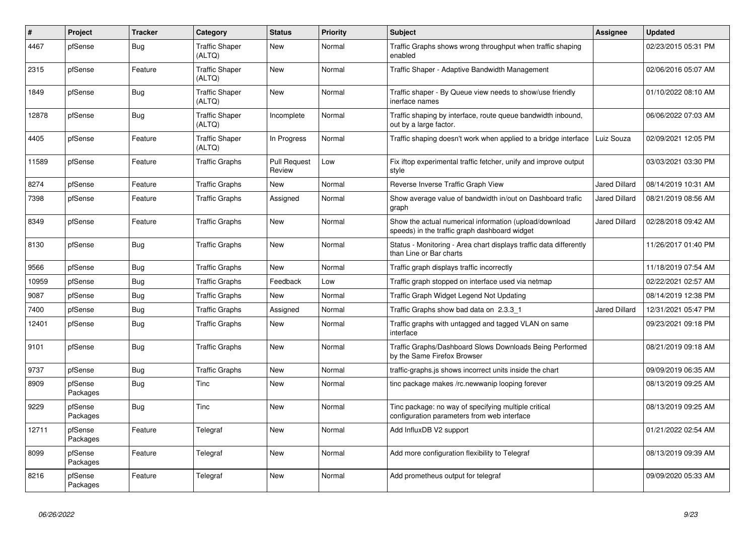| # | Project | Tracker | Category | Status | Priority | Subject | Assignee | Updated |
|---|---|---|---|---|---|---|---|---|
| 4467 | pfSense | Bug | Traffic Shaper (ALTQ) | New | Normal | Traffic Graphs shows wrong throughput when traffic shaping enabled | | 02/23/2015 05:31 PM |
| 2315 | pfSense | Feature | Traffic Shaper (ALTQ) | New | Normal | Traffic Shaper - Adaptive Bandwidth Management | | 02/06/2016 05:07 AM |
| 1849 | pfSense | Bug | Traffic Shaper (ALTQ) | New | Normal | Traffic shaper - By Queue view needs to show/use friendly inerface names | | 01/10/2022 08:10 AM |
| 12878 | pfSense | Bug | Traffic Shaper (ALTQ) | Incomplete | Normal | Traffic shaping by interface, route queue bandwidth inbound, out by a large factor. | | 06/06/2022 07:03 AM |
| 4405 | pfSense | Feature | Traffic Shaper (ALTQ) | In Progress | Normal | Traffic shaping doesn't work when applied to a bridge interface | Luiz Souza | 02/09/2021 12:05 PM |
| 11589 | pfSense | Feature | Traffic Graphs | Pull Request Review | Low | Fix iftop experimental traffic fetcher, unify and improve output style | | 03/03/2021 03:30 PM |
| 8274 | pfSense | Feature | Traffic Graphs | New | Normal | Reverse Inverse Traffic Graph View | Jared Dillard | 08/14/2019 10:31 AM |
| 7398 | pfSense | Feature | Traffic Graphs | Assigned | Normal | Show average value of bandwidth in/out on Dashboard trafic graph | Jared Dillard | 08/21/2019 08:56 AM |
| 8349 | pfSense | Feature | Traffic Graphs | New | Normal | Show the actual numerical information (upload/download speeds) in the traffic graph dashboard widget | Jared Dillard | 02/28/2018 09:42 AM |
| 8130 | pfSense | Bug | Traffic Graphs | New | Normal | Status - Monitoring - Area chart displays traffic data differently than Line or Bar charts | | 11/26/2017 01:40 PM |
| 9566 | pfSense | Bug | Traffic Graphs | New | Normal | Traffic graph displays traffic incorrectly | | 11/18/2019 07:54 AM |
| 10959 | pfSense | Bug | Traffic Graphs | Feedback | Low | Traffic graph stopped on interface used via netmap | | 02/22/2021 02:57 AM |
| 9087 | pfSense | Bug | Traffic Graphs | New | Normal | Traffic Graph Widget Legend Not Updating | | 08/14/2019 12:38 PM |
| 7400 | pfSense | Bug | Traffic Graphs | Assigned | Normal | Traffic Graphs show bad data on 2.3.3_1 | Jared Dillard | 12/31/2021 05:47 PM |
| 12401 | pfSense | Bug | Traffic Graphs | New | Normal | Traffic graphs with untagged and tagged VLAN on same interface | | 09/23/2021 09:18 PM |
| 9101 | pfSense | Bug | Traffic Graphs | New | Normal | Traffic Graphs/Dashboard Slows Downloads Being Performed by the Same Firefox Browser | | 08/21/2019 09:18 AM |
| 9737 | pfSense | Bug | Traffic Graphs | New | Normal | traffic-graphs.js shows incorrect units inside the chart | | 09/09/2019 06:35 AM |
| 8909 | pfSense Packages | Bug | Tinc | New | Normal | tinc package makes /rc.newwanip looping forever | | 08/13/2019 09:25 AM |
| 9229 | pfSense Packages | Bug | Tinc | New | Normal | Tinc package: no way of specifying multiple critical configuration parameters from web interface | | 08/13/2019 09:25 AM |
| 12711 | pfSense Packages | Feature | Telegraf | New | Normal | Add InfluxDB V2 support | | 01/21/2022 02:54 AM |
| 8099 | pfSense Packages | Feature | Telegraf | New | Normal | Add more configuration flexibility to Telegraf | | 08/13/2019 09:39 AM |
| 8216 | pfSense Packages | Feature | Telegraf | New | Normal | Add prometheus output for telegraf | | 09/09/2020 05:33 AM |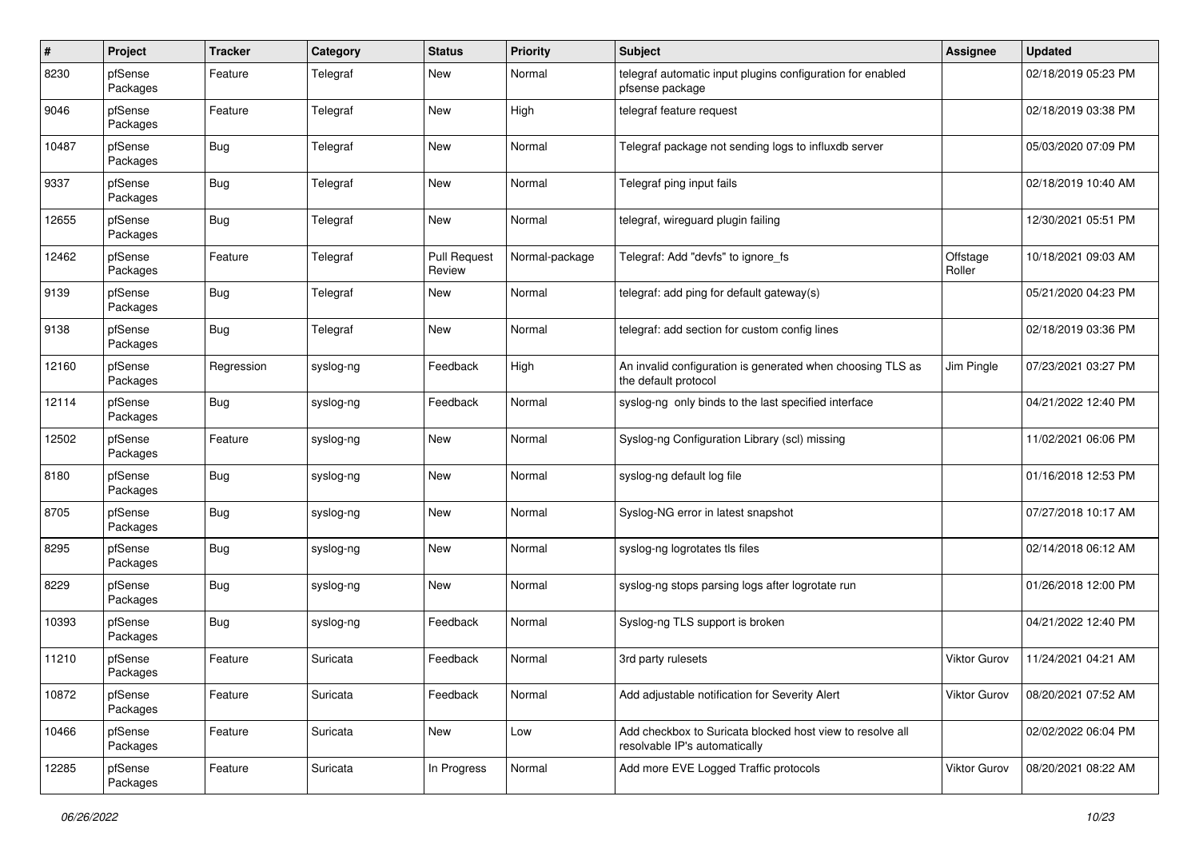| # | Project | Tracker | Category | Status | Priority | Subject | Assignee | Updated |
|---|---|---|---|---|---|---|---|---|
| 8230 | pfSense Packages | Feature | Telegraf | New | Normal | telegraf automatic input plugins configuration for enabled pfsense package | | 02/18/2019 05:23 PM |
| 9046 | pfSense Packages | Feature | Telegraf | New | High | telegraf feature request | | 02/18/2019 03:38 PM |
| 10487 | pfSense Packages | Bug | Telegraf | New | Normal | Telegraf package not sending logs to influxdb server | | 05/03/2020 07:09 PM |
| 9337 | pfSense Packages | Bug | Telegraf | New | Normal | Telegraf ping input fails | | 02/18/2019 10:40 AM |
| 12655 | pfSense Packages | Bug | Telegraf | New | Normal | telegraf, wireguard plugin failing | | 12/30/2021 05:51 PM |
| 12462 | pfSense Packages | Feature | Telegraf | Pull Request Review | Normal-package | Telegraf: Add "devfs" to ignore_fs | Offstage Roller | 10/18/2021 09:03 AM |
| 9139 | pfSense Packages | Bug | Telegraf | New | Normal | telegraf: add ping for default gateway(s) | | 05/21/2020 04:23 PM |
| 9138 | pfSense Packages | Bug | Telegraf | New | Normal | telegraf: add section for custom config lines | | 02/18/2019 03:36 PM |
| 12160 | pfSense Packages | Regression | syslog-ng | Feedback | High | An invalid configuration is generated when choosing TLS as the default protocol | Jim Pingle | 07/23/2021 03:27 PM |
| 12114 | pfSense Packages | Bug | syslog-ng | Feedback | Normal | syslog-ng only binds to the last specified interface | | 04/21/2022 12:40 PM |
| 12502 | pfSense Packages | Feature | syslog-ng | New | Normal | Syslog-ng Configuration Library (scl) missing | | 11/02/2021 06:06 PM |
| 8180 | pfSense Packages | Bug | syslog-ng | New | Normal | syslog-ng default log file | | 01/16/2018 12:53 PM |
| 8705 | pfSense Packages | Bug | syslog-ng | New | Normal | Syslog-NG error in latest snapshot | | 07/27/2018 10:17 AM |
| 8295 | pfSense Packages | Bug | syslog-ng | New | Normal | syslog-ng logrotates tls files | | 02/14/2018 06:12 AM |
| 8229 | pfSense Packages | Bug | syslog-ng | New | Normal | syslog-ng stops parsing logs after logrotate run | | 01/26/2018 12:00 PM |
| 10393 | pfSense Packages | Bug | syslog-ng | Feedback | Normal | Syslog-ng TLS support is broken | | 04/21/2022 12:40 PM |
| 11210 | pfSense Packages | Feature | Suricata | Feedback | Normal | 3rd party rulesets | Viktor Gurov | 11/24/2021 04:21 AM |
| 10872 | pfSense Packages | Feature | Suricata | Feedback | Normal | Add adjustable notification for Severity Alert | Viktor Gurov | 08/20/2021 07:52 AM |
| 10466 | pfSense Packages | Feature | Suricata | New | Low | Add checkbox to Suricata blocked host view to resolve all resolvable IP's automatically | | 02/02/2022 06:04 PM |
| 12285 | pfSense Packages | Feature | Suricata | In Progress | Normal | Add more EVE Logged Traffic protocols | Viktor Gurov | 08/20/2021 08:22 AM |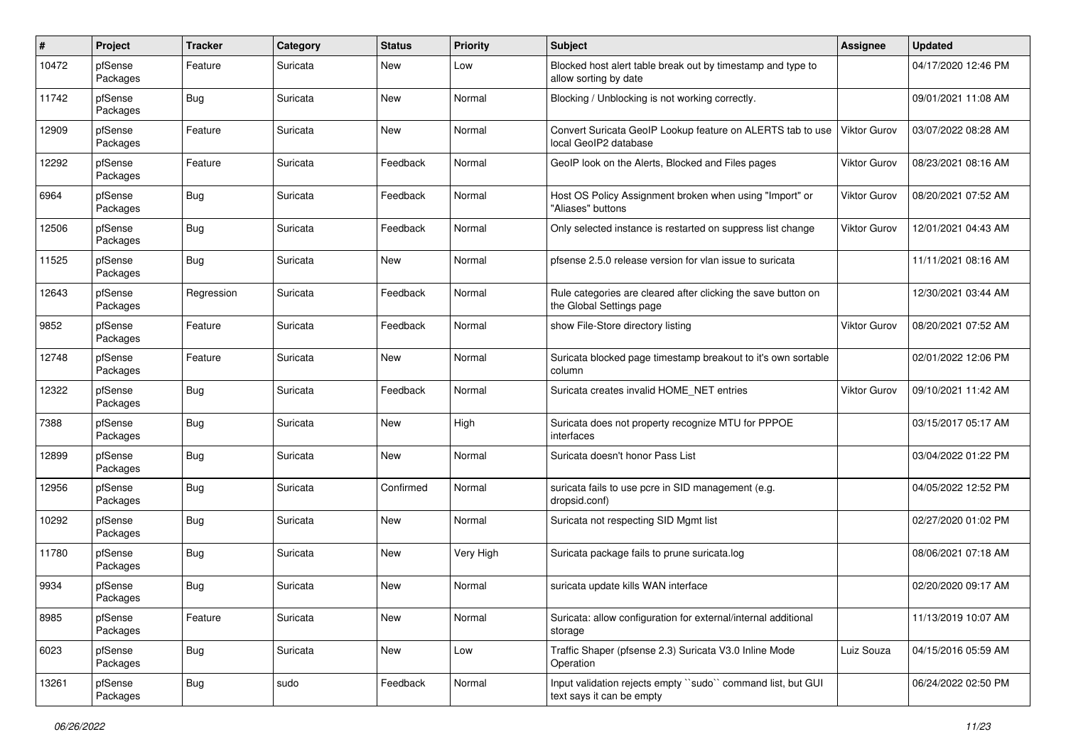| # | Project | Tracker | Category | Status | Priority | Subject | Assignee | Updated |
|---|---|---|---|---|---|---|---|---|
| 10472 | pfSense Packages | Feature | Suricata | New | Low | Blocked host alert table break out by timestamp and type to allow sorting by date | | 04/17/2020 12:46 PM |
| 11742 | pfSense Packages | Bug | Suricata | New | Normal | Blocking / Unblocking is not working correctly. | | 09/01/2021 11:08 AM |
| 12909 | pfSense Packages | Feature | Suricata | New | Normal | Convert Suricata GeoIP Lookup feature on ALERTS tab to use local GeoIP2 database | Viktor Gurov | 03/07/2022 08:28 AM |
| 12292 | pfSense Packages | Feature | Suricata | Feedback | Normal | GeoIP look on the Alerts, Blocked and Files pages | Viktor Gurov | 08/23/2021 08:16 AM |
| 6964 | pfSense Packages | Bug | Suricata | Feedback | Normal | Host OS Policy Assignment broken when using "Import" or "Aliases" buttons | Viktor Gurov | 08/20/2021 07:52 AM |
| 12506 | pfSense Packages | Bug | Suricata | Feedback | Normal | Only selected instance is restarted on suppress list change | Viktor Gurov | 12/01/2021 04:43 AM |
| 11525 | pfSense Packages | Bug | Suricata | New | Normal | pfsense 2.5.0 release version for vlan issue to suricata | | 11/11/2021 08:16 AM |
| 12643 | pfSense Packages | Regression | Suricata | Feedback | Normal | Rule categories are cleared after clicking the save button on the Global Settings page | | 12/30/2021 03:44 AM |
| 9852 | pfSense Packages | Feature | Suricata | Feedback | Normal | show File-Store directory listing | Viktor Gurov | 08/20/2021 07:52 AM |
| 12748 | pfSense Packages | Feature | Suricata | New | Normal | Suricata blocked page timestamp breakout to it's own sortable column | | 02/01/2022 12:06 PM |
| 12322 | pfSense Packages | Bug | Suricata | Feedback | Normal | Suricata creates invalid HOME_NET entries | Viktor Gurov | 09/10/2021 11:42 AM |
| 7388 | pfSense Packages | Bug | Suricata | New | High | Suricata does not property recognize MTU for PPPOE interfaces | | 03/15/2017 05:17 AM |
| 12899 | pfSense Packages | Bug | Suricata | New | Normal | Suricata doesn't honor Pass List | | 03/04/2022 01:22 PM |
| 12956 | pfSense Packages | Bug | Suricata | Confirmed | Normal | suricata fails to use pcre in SID management (e.g. dropsid.conf) | | 04/05/2022 12:52 PM |
| 10292 | pfSense Packages | Bug | Suricata | New | Normal | Suricata not respecting SID Mgmt list | | 02/27/2020 01:02 PM |
| 11780 | pfSense Packages | Bug | Suricata | New | Very High | Suricata package fails to prune suricata.log | | 08/06/2021 07:18 AM |
| 9934 | pfSense Packages | Bug | Suricata | New | Normal | suricata update kills WAN interface | | 02/20/2020 09:17 AM |
| 8985 | pfSense Packages | Feature | Suricata | New | Normal | Suricata: allow configuration for external/internal additional storage | | 11/13/2019 10:07 AM |
| 6023 | pfSense Packages | Bug | Suricata | New | Low | Traffic Shaper (pfsense 2.3) Suricata V3.0 Inline Mode Operation | Luiz Souza | 04/15/2016 05:59 AM |
| 13261 | pfSense Packages | Bug | sudo | Feedback | Normal | Input validation rejects empty ``sudo`` command list, but GUI text says it can be empty | | 06/24/2022 02:50 PM |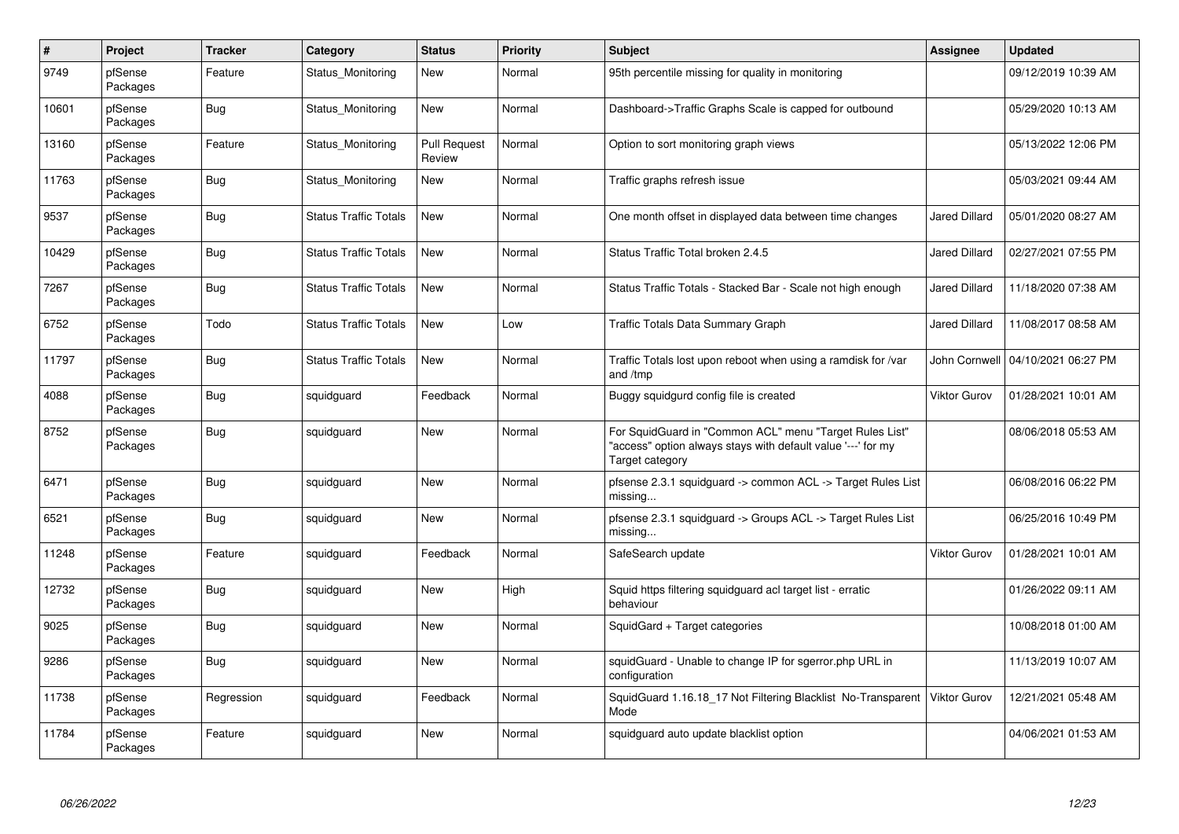| # | Project | Tracker | Category | Status | Priority | Subject | Assignee | Updated |
|---|---|---|---|---|---|---|---|---|
| 9749 | pfSense Packages | Feature | Status_Monitoring | New | Normal | 95th percentile missing for quality in monitoring | | 09/12/2019 10:39 AM |
| 10601 | pfSense Packages | Bug | Status_Monitoring | New | Normal | Dashboard->Traffic Graphs Scale is capped for outbound | | 05/29/2020 10:13 AM |
| 13160 | pfSense Packages | Feature | Status_Monitoring | Pull Request Review | Normal | Option to sort monitoring graph views | | 05/13/2022 12:06 PM |
| 11763 | pfSense Packages | Bug | Status_Monitoring | New | Normal | Traffic graphs refresh issue | | 05/03/2021 09:44 AM |
| 9537 | pfSense Packages | Bug | Status Traffic Totals | New | Normal | One month offset in displayed data between time changes | Jared Dillard | 05/01/2020 08:27 AM |
| 10429 | pfSense Packages | Bug | Status Traffic Totals | New | Normal | Status Traffic Total broken 2.4.5 | Jared Dillard | 02/27/2021 07:55 PM |
| 7267 | pfSense Packages | Bug | Status Traffic Totals | New | Normal | Status Traffic Totals - Stacked Bar - Scale not high enough | Jared Dillard | 11/18/2020 07:38 AM |
| 6752 | pfSense Packages | Todo | Status Traffic Totals | New | Low | Traffic Totals Data Summary Graph | Jared Dillard | 11/08/2017 08:58 AM |
| 11797 | pfSense Packages | Bug | Status Traffic Totals | New | Normal | Traffic Totals lost upon reboot when using a ramdisk for /var and /tmp | John Cornwell | 04/10/2021 06:27 PM |
| 4088 | pfSense Packages | Bug | squidguard | Feedback | Normal | Buggy squidgurd config file is created | Viktor Gurov | 01/28/2021 10:01 AM |
| 8752 | pfSense Packages | Bug | squidguard | New | Normal | For SquidGuard in "Common ACL" menu "Target Rules List" "access" option always stays with default value '---' for my Target category | | 08/06/2018 05:53 AM |
| 6471 | pfSense Packages | Bug | squidguard | New | Normal | pfsense 2.3.1 squidguard -> common ACL -> Target Rules List missing... | | 06/08/2016 06:22 PM |
| 6521 | pfSense Packages | Bug | squidguard | New | Normal | pfsense 2.3.1 squidguard -> Groups ACL -> Target Rules List missing... | | 06/25/2016 10:49 PM |
| 11248 | pfSense Packages | Feature | squidguard | Feedback | Normal | SafeSearch update | Viktor Gurov | 01/28/2021 10:01 AM |
| 12732 | pfSense Packages | Bug | squidguard | New | High | Squid https filtering squidguard acl target list - erratic behaviour | | 01/26/2022 09:11 AM |
| 9025 | pfSense Packages | Bug | squidguard | New | Normal | SquidGard + Target categories | | 10/08/2018 01:00 AM |
| 9286 | pfSense Packages | Bug | squidguard | New | Normal | squidGuard - Unable to change IP for sgerror.php URL in configuration | | 11/13/2019 10:07 AM |
| 11738 | pfSense Packages | Regression | squidguard | Feedback | Normal | SquidGuard 1.16.18_17 Not Filtering Blacklist No-Transparent Mode | Viktor Gurov | 12/21/2021 05:48 AM |
| 11784 | pfSense Packages | Feature | squidguard | New | Normal | squidguard auto update blacklist option | | 04/06/2021 01:53 AM |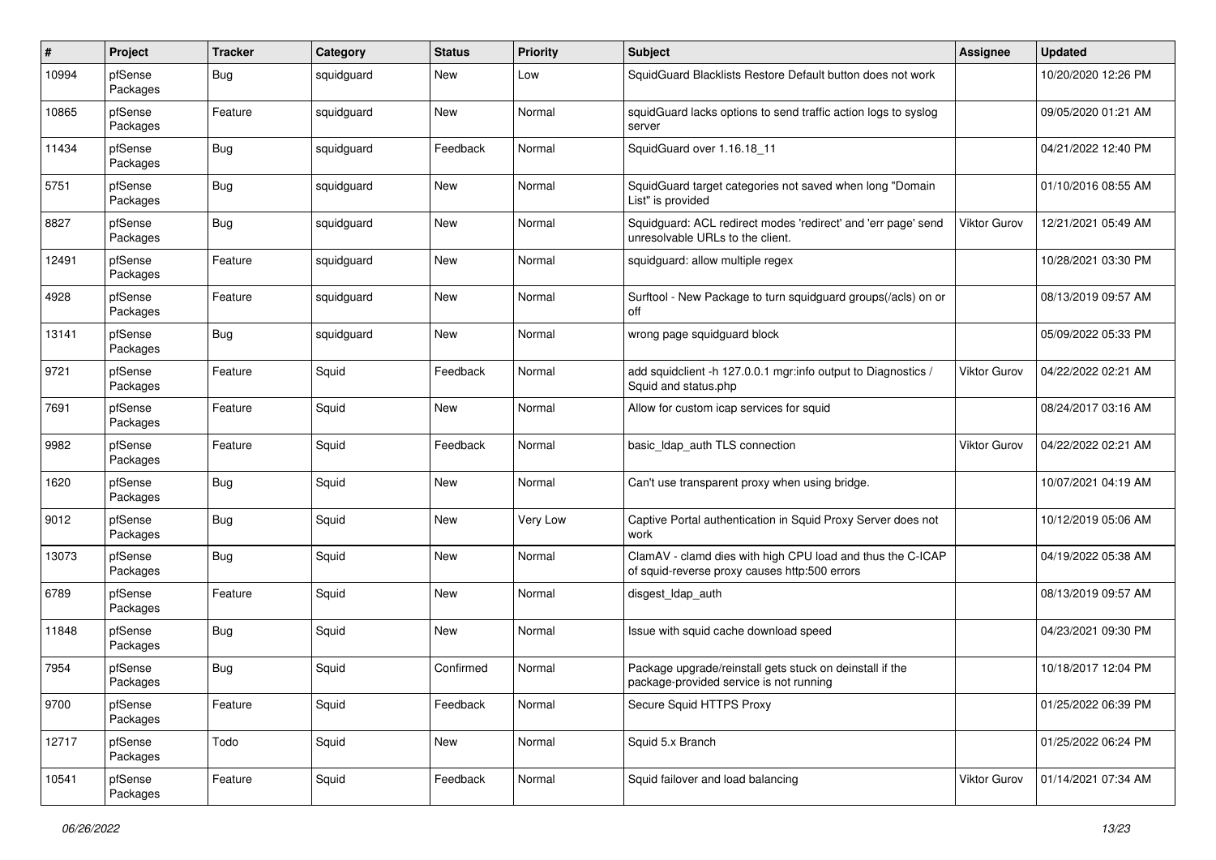| # | Project | Tracker | Category | Status | Priority | Subject | Assignee | Updated |
|---|---|---|---|---|---|---|---|---|
| 10994 | pfSense Packages | Bug | squidguard | New | Low | SquidGuard Blacklists Restore Default button does not work | | 10/20/2020 12:26 PM |
| 10865 | pfSense Packages | Feature | squidguard | New | Normal | squidGuard lacks options to send traffic action logs to syslog server | | 09/05/2020 01:21 AM |
| 11434 | pfSense Packages | Bug | squidguard | Feedback | Normal | SquidGuard over 1.16.18_11 | | 04/21/2022 12:40 PM |
| 5751 | pfSense Packages | Bug | squidguard | New | Normal | SquidGuard target categories not saved when long "Domain List" is provided | | 01/10/2016 08:55 AM |
| 8827 | pfSense Packages | Bug | squidguard | New | Normal | Squidguard: ACL redirect modes 'redirect' and 'err page' send unresolvable URLs to the client. | Viktor Gurov | 12/21/2021 05:49 AM |
| 12491 | pfSense Packages | Feature | squidguard | New | Normal | squidguard: allow multiple regex | | 10/28/2021 03:30 PM |
| 4928 | pfSense Packages | Feature | squidguard | New | Normal | Surftool - New Package to turn squidguard groups(/acls) on or off | | 08/13/2019 09:57 AM |
| 13141 | pfSense Packages | Bug | squidguard | New | Normal | wrong page squidguard block | | 05/09/2022 05:33 PM |
| 9721 | pfSense Packages | Feature | Squid | Feedback | Normal | add squidclient -h 127.0.0.1 mgr:info output to Diagnostics / Squid and status.php | Viktor Gurov | 04/22/2022 02:21 AM |
| 7691 | pfSense Packages | Feature | Squid | New | Normal | Allow for custom icap services for squid | | 08/24/2017 03:16 AM |
| 9982 | pfSense Packages | Feature | Squid | Feedback | Normal | basic_ldap_auth TLS connection | Viktor Gurov | 04/22/2022 02:21 AM |
| 1620 | pfSense Packages | Bug | Squid | New | Normal | Can't use transparent proxy when using bridge. | | 10/07/2021 04:19 AM |
| 9012 | pfSense Packages | Bug | Squid | New | Very Low | Captive Portal authentication in Squid Proxy Server does not work | | 10/12/2019 05:06 AM |
| 13073 | pfSense Packages | Bug | Squid | New | Normal | ClamAV - clamd dies with high CPU load and thus the C-ICAP of squid-reverse proxy causes http:500 errors | | 04/19/2022 05:38 AM |
| 6789 | pfSense Packages | Feature | Squid | New | Normal | disgest_ldap_auth | | 08/13/2019 09:57 AM |
| 11848 | pfSense Packages | Bug | Squid | New | Normal | Issue with squid cache download speed | | 04/23/2021 09:30 PM |
| 7954 | pfSense Packages | Bug | Squid | Confirmed | Normal | Package upgrade/reinstall gets stuck on deinstall if the package-provided service is not running | | 10/18/2017 12:04 PM |
| 9700 | pfSense Packages | Feature | Squid | Feedback | Normal | Secure Squid HTTPS Proxy | | 01/25/2022 06:39 PM |
| 12717 | pfSense Packages | Todo | Squid | New | Normal | Squid 5.x Branch | | 01/25/2022 06:24 PM |
| 10541 | pfSense Packages | Feature | Squid | Feedback | Normal | Squid failover and load balancing | Viktor Gurov | 01/14/2021 07:34 AM |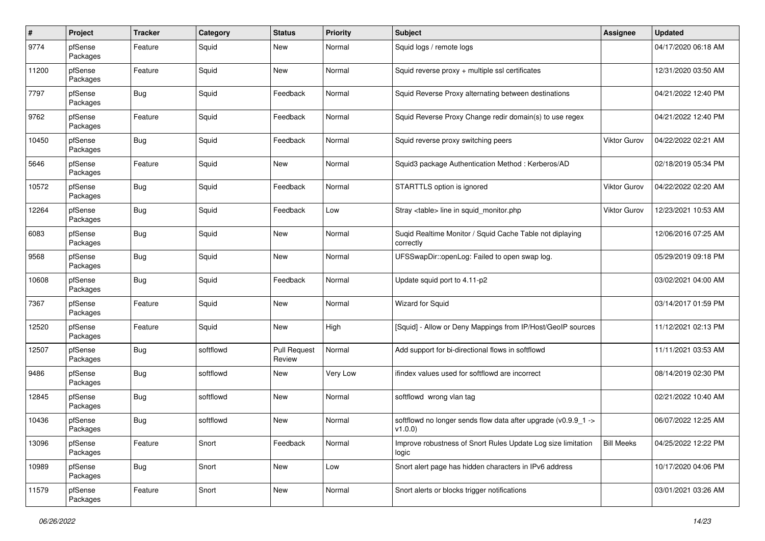| # | Project | Tracker | Category | Status | Priority | Subject | Assignee | Updated |
|---|---|---|---|---|---|---|---|---|
| 9774 | pfSense Packages | Feature | Squid | New | Normal | Squid logs / remote logs | | 04/17/2020 06:18 AM |
| 11200 | pfSense Packages | Feature | Squid | New | Normal | Squid reverse proxy + multiple ssl certificates | | 12/31/2020 03:50 AM |
| 7797 | pfSense Packages | Bug | Squid | Feedback | Normal | Squid Reverse Proxy alternating between destinations | | 04/21/2022 12:40 PM |
| 9762 | pfSense Packages | Feature | Squid | Feedback | Normal | Squid Reverse Proxy Change redir domain(s) to use regex | | 04/21/2022 12:40 PM |
| 10450 | pfSense Packages | Bug | Squid | Feedback | Normal | Squid reverse proxy switching peers | Viktor Gurov | 04/22/2022 02:21 AM |
| 5646 | pfSense Packages | Feature | Squid | New | Normal | Squid3 package Authentication Method : Kerberos/AD | | 02/18/2019 05:34 PM |
| 10572 | pfSense Packages | Bug | Squid | Feedback | Normal | STARTTLS option is ignored | Viktor Gurov | 04/22/2022 02:20 AM |
| 12264 | pfSense Packages | Bug | Squid | Feedback | Low | Stray <table> line in squid_monitor.php | Viktor Gurov | 12/23/2021 10:53 AM |
| 6083 | pfSense Packages | Bug | Squid | New | Normal | Suqid Realtime Monitor / Squid Cache Table not diplaying correctly | | 12/06/2016 07:25 AM |
| 9568 | pfSense Packages | Bug | Squid | New | Normal | UFSSwapDir::openLog: Failed to open swap log. | | 05/29/2019 09:18 PM |
| 10608 | pfSense Packages | Bug | Squid | Feedback | Normal | Update squid port to 4.11-p2 | | 03/02/2021 04:00 AM |
| 7367 | pfSense Packages | Feature | Squid | New | Normal | Wizard for Squid | | 03/14/2017 01:59 PM |
| 12520 | pfSense Packages | Feature | Squid | New | High | [Squid] - Allow or Deny Mappings from IP/Host/GeoIP sources | | 11/12/2021 02:13 PM |
| 12507 | pfSense Packages | Bug | softflowd | Pull Request Review | Normal | Add support for bi-directional flows in softflowd | | 11/11/2021 03:53 AM |
| 9486 | pfSense Packages | Bug | softflowd | New | Very Low | ifindex values used for softflowd are incorrect | | 08/14/2019 02:30 PM |
| 12845 | pfSense Packages | Bug | softflowd | New | Normal | softflowd wrong vlan tag | | 02/21/2022 10:40 AM |
| 10436 | pfSense Packages | Bug | softflowd | New | Normal | softflowd no longer sends flow data after upgrade (v0.9.9_1 -> v1.0.0) | | 06/07/2022 12:25 AM |
| 13096 | pfSense Packages | Feature | Snort | Feedback | Normal | Improve robustness of Snort Rules Update Log size limitation logic | Bill Meeks | 04/25/2022 12:22 PM |
| 10989 | pfSense Packages | Bug | Snort | New | Low | Snort alert page has hidden characters in IPv6 address | | 10/17/2020 04:06 PM |
| 11579 | pfSense Packages | Feature | Snort | New | Normal | Snort alerts or blocks trigger notifications | | 03/01/2021 03:26 AM |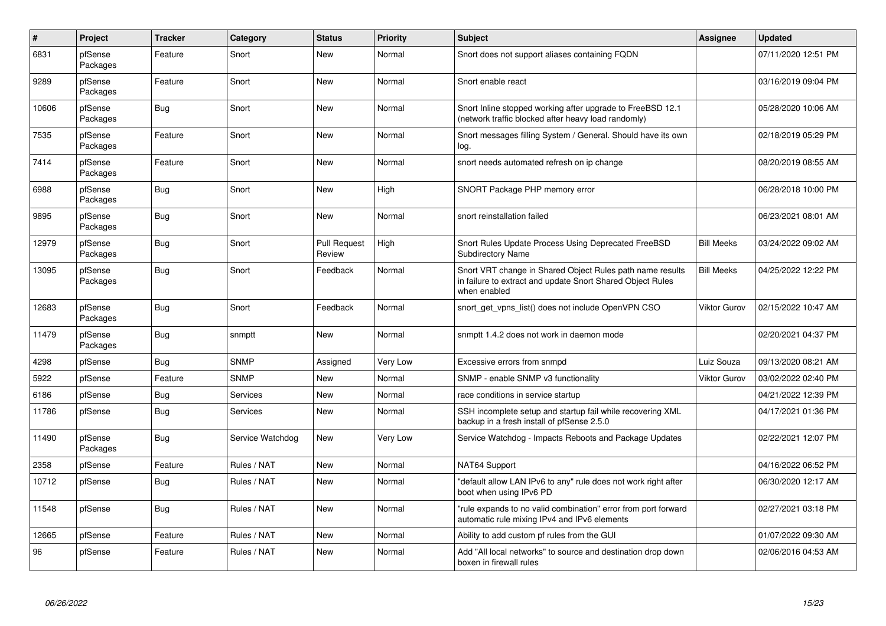| # | Project | Tracker | Category | Status | Priority | Subject | Assignee | Updated |
|---|---|---|---|---|---|---|---|---|
| 6831 | pfSense Packages | Feature | Snort | New | Normal | Snort does not support aliases containing FQDN | | 07/11/2020 12:51 PM |
| 9289 | pfSense Packages | Feature | Snort | New | Normal | Snort enable react | | 03/16/2019 09:04 PM |
| 10606 | pfSense Packages | Bug | Snort | New | Normal | Snort Inline stopped working after upgrade to FreeBSD 12.1 (network traffic blocked after heavy load randomly) | | 05/28/2020 10:06 AM |
| 7535 | pfSense Packages | Feature | Snort | New | Normal | Snort messages filling System / General. Should have its own log. | | 02/18/2019 05:29 PM |
| 7414 | pfSense Packages | Feature | Snort | New | Normal | snort needs automated refresh on ip change | | 08/20/2019 08:55 AM |
| 6988 | pfSense Packages | Bug | Snort | New | High | SNORT Package PHP memory error | | 06/28/2018 10:00 PM |
| 9895 | pfSense Packages | Bug | Snort | New | Normal | snort reinstallation failed | | 06/23/2021 08:01 AM |
| 12979 | pfSense Packages | Bug | Snort | Pull Request Review | High | Snort Rules Update Process Using Deprecated FreeBSD Subdirectory Name | Bill Meeks | 03/24/2022 09:02 AM |
| 13095 | pfSense Packages | Bug | Snort | Feedback | Normal | Snort VRT change in Shared Object Rules path name results in failure to extract and update Snort Shared Object Rules when enabled | Bill Meeks | 04/25/2022 12:22 PM |
| 12683 | pfSense Packages | Bug | Snort | Feedback | Normal | snort_get_vpns_list() does not include OpenVPN CSO | Viktor Gurov | 02/15/2022 10:47 AM |
| 11479 | pfSense Packages | Bug | snmptt | New | Normal | snmptt 1.4.2 does not work in daemon mode | | 02/20/2021 04:37 PM |
| 4298 | pfSense | Bug | SNMP | Assigned | Very Low | Excessive errors from snmpd | Luiz Souza | 09/13/2020 08:21 AM |
| 5922 | pfSense | Feature | SNMP | New | Normal | SNMP - enable SNMP v3 functionality | Viktor Gurov | 03/02/2022 02:40 PM |
| 6186 | pfSense | Bug | Services | New | Normal | race conditions in service startup | | 04/21/2022 12:39 PM |
| 11786 | pfSense | Bug | Services | New | Normal | SSH incomplete setup and startup fail while recovering XML backup in a fresh install of pfSense 2.5.0 | | 04/17/2021 01:36 PM |
| 11490 | pfSense Packages | Bug | Service Watchdog | New | Very Low | Service Watchdog - Impacts Reboots and Package Updates | | 02/22/2021 12:07 PM |
| 2358 | pfSense | Feature | Rules / NAT | New | Normal | NAT64 Support | | 04/16/2022 06:52 PM |
| 10712 | pfSense | Bug | Rules / NAT | New | Normal | "default allow LAN IPv6 to any" rule does not work right after boot when using IPv6 PD | | 06/30/2020 12:17 AM |
| 11548 | pfSense | Bug | Rules / NAT | New | Normal | "rule expands to no valid combination" error from port forward automatic rule mixing IPv4 and IPv6 elements | | 02/27/2021 03:18 PM |
| 12665 | pfSense | Feature | Rules / NAT | New | Normal | Ability to add custom pf rules from the GUI | | 01/07/2022 09:30 AM |
| 96 | pfSense | Feature | Rules / NAT | New | Normal | Add "All local networks" to source and destination drop down boxen in firewall rules | | 02/06/2016 04:53 AM |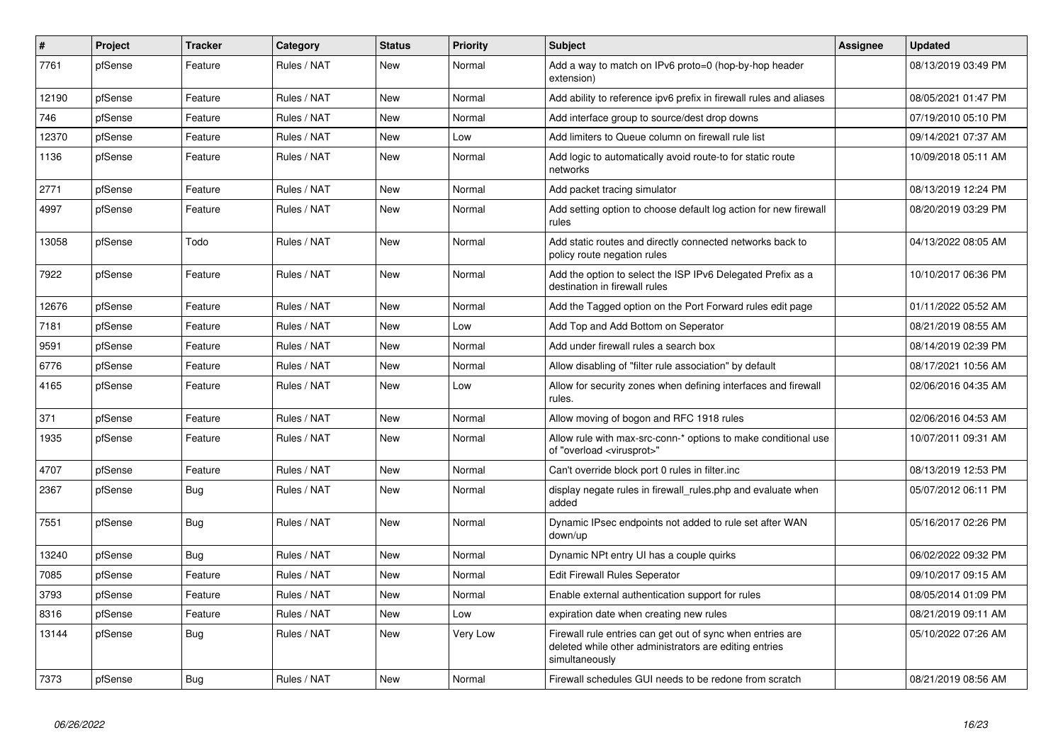| # | Project | Tracker | Category | Status | Priority | Subject | Assignee | Updated |
|---|---|---|---|---|---|---|---|---|
| 7761 | pfSense | Feature | Rules / NAT | New | Normal | Add a way to match on IPv6 proto=0 (hop-by-hop header extension) | | 08/13/2019 03:49 PM |
| 12190 | pfSense | Feature | Rules / NAT | New | Normal | Add ability to reference ipv6 prefix in firewall rules and aliases | | 08/05/2021 01:47 PM |
| 746 | pfSense | Feature | Rules / NAT | New | Normal | Add interface group to source/dest drop downs | | 07/19/2010 05:10 PM |
| 12370 | pfSense | Feature | Rules / NAT | New | Low | Add limiters to Queue column on firewall rule list | | 09/14/2021 07:37 AM |
| 1136 | pfSense | Feature | Rules / NAT | New | Normal | Add logic to automatically avoid route-to for static route networks | | 10/09/2018 05:11 AM |
| 2771 | pfSense | Feature | Rules / NAT | New | Normal | Add packet tracing simulator | | 08/13/2019 12:24 PM |
| 4997 | pfSense | Feature | Rules / NAT | New | Normal | Add setting option to choose default log action for new firewall rules | | 08/20/2019 03:29 PM |
| 13058 | pfSense | Todo | Rules / NAT | New | Normal | Add static routes and directly connected networks back to policy route negation rules | | 04/13/2022 08:05 AM |
| 7922 | pfSense | Feature | Rules / NAT | New | Normal | Add the option to select the ISP IPv6 Delegated Prefix as a destination in firewall rules | | 10/10/2017 06:36 PM |
| 12676 | pfSense | Feature | Rules / NAT | New | Normal | Add the Tagged option on the Port Forward rules edit page | | 01/11/2022 05:52 AM |
| 7181 | pfSense | Feature | Rules / NAT | New | Low | Add Top and Add Bottom on Seperator | | 08/21/2019 08:55 AM |
| 9591 | pfSense | Feature | Rules / NAT | New | Normal | Add under firewall rules a search box | | 08/14/2019 02:39 PM |
| 6776 | pfSense | Feature | Rules / NAT | New | Normal | Allow disabling of "filter rule association" by default | | 08/17/2021 10:56 AM |
| 4165 | pfSense | Feature | Rules / NAT | New | Low | Allow for security zones when defining interfaces and firewall rules. | | 02/06/2016 04:35 AM |
| 371 | pfSense | Feature | Rules / NAT | New | Normal | Allow moving of bogon and RFC 1918 rules | | 02/06/2016 04:53 AM |
| 1935 | pfSense | Feature | Rules / NAT | New | Normal | Allow rule with max-src-conn-* options to make conditional use of "overload <virusprot>" | | 10/07/2011 09:31 AM |
| 4707 | pfSense | Feature | Rules / NAT | New | Normal | Can't override block port 0 rules in filter.inc | | 08/13/2019 12:53 PM |
| 2367 | pfSense | Bug | Rules / NAT | New | Normal | display negate rules in firewall_rules.php and evaluate when added | | 05/07/2012 06:11 PM |
| 7551 | pfSense | Bug | Rules / NAT | New | Normal | Dynamic IPsec endpoints not added to rule set after WAN down/up | | 05/16/2017 02:26 PM |
| 13240 | pfSense | Bug | Rules / NAT | New | Normal | Dynamic NPt entry UI has a couple quirks | | 06/02/2022 09:32 PM |
| 7085 | pfSense | Feature | Rules / NAT | New | Normal | Edit Firewall Rules Seperator | | 09/10/2017 09:15 AM |
| 3793 | pfSense | Feature | Rules / NAT | New | Normal | Enable external authentication support for rules | | 08/05/2014 01:09 PM |
| 8316 | pfSense | Feature | Rules / NAT | New | Low | expiration date when creating new rules | | 08/21/2019 09:11 AM |
| 13144 | pfSense | Bug | Rules / NAT | New | Very Low | Firewall rule entries can get out of sync when entries are deleted while other administrators are editing entries simultaneously | | 05/10/2022 07:26 AM |
| 7373 | pfSense | Bug | Rules / NAT | New | Normal | Firewall schedules GUI needs to be redone from scratch | | 08/21/2019 08:56 AM |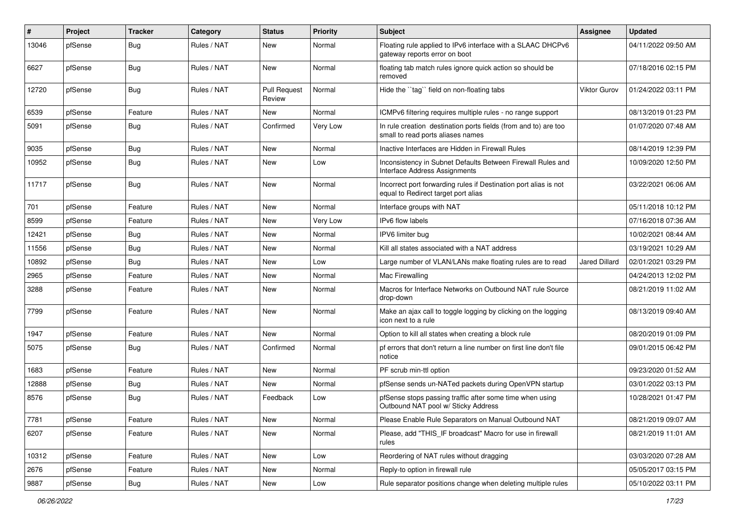| # | Project | Tracker | Category | Status | Priority | Subject | Assignee | Updated |
|---|---|---|---|---|---|---|---|---|
| 13046 | pfSense | Bug | Rules / NAT | New | Normal | Floating rule applied to IPv6 interface with a SLAAC DHCPv6 gateway reports error on boot | | 04/11/2022 09:50 AM |
| 6627 | pfSense | Bug | Rules / NAT | New | Normal | floating tab match rules ignore quick action so should be removed | | 07/18/2016 02:15 PM |
| 12720 | pfSense | Bug | Rules / NAT | Pull Request Review | Normal | Hide the ``tag`` field on non-floating tabs | Viktor Gurov | 01/24/2022 03:11 PM |
| 6539 | pfSense | Feature | Rules / NAT | New | Normal | ICMPv6 filtering requires multiple rules - no range support | | 08/13/2019 01:23 PM |
| 5091 | pfSense | Bug | Rules / NAT | Confirmed | Very Low | In rule creation destination ports fields (from and to) are too small to read ports aliases names | | 01/07/2020 07:48 AM |
| 9035 | pfSense | Bug | Rules / NAT | New | Normal | Inactive Interfaces are Hidden in Firewall Rules | | 08/14/2019 12:39 PM |
| 10952 | pfSense | Bug | Rules / NAT | New | Low | Inconsistency in Subnet Defaults Between Firewall Rules and Interface Address Assignments | | 10/09/2020 12:50 PM |
| 11717 | pfSense | Bug | Rules / NAT | New | Normal | Incorrect port forwarding rules if Destination port alias is not equal to Redirect target port alias | | 03/22/2021 06:06 AM |
| 701 | pfSense | Feature | Rules / NAT | New | Normal | Interface groups with NAT | | 05/11/2018 10:12 PM |
| 8599 | pfSense | Feature | Rules / NAT | New | Very Low | IPv6 flow labels | | 07/16/2018 07:36 AM |
| 12421 | pfSense | Bug | Rules / NAT | New | Normal | IPV6 limiter bug | | 10/02/2021 08:44 AM |
| 11556 | pfSense | Bug | Rules / NAT | New | Normal | Kill all states associated with a NAT address | | 03/19/2021 10:29 AM |
| 10892 | pfSense | Bug | Rules / NAT | New | Low | Large number of VLAN/LANs make floating rules are to read | Jared Dillard | 02/01/2021 03:29 PM |
| 2965 | pfSense | Feature | Rules / NAT | New | Normal | Mac Firewalling | | 04/24/2013 12:02 PM |
| 3288 | pfSense | Feature | Rules / NAT | New | Normal | Macros for Interface Networks on Outbound NAT rule Source drop-down | | 08/21/2019 11:02 AM |
| 7799 | pfSense | Feature | Rules / NAT | New | Normal | Make an ajax call to toggle logging by clicking on the logging icon next to a rule | | 08/13/2019 09:40 AM |
| 1947 | pfSense | Feature | Rules / NAT | New | Normal | Option to kill all states when creating a block rule | | 08/20/2019 01:09 PM |
| 5075 | pfSense | Bug | Rules / NAT | Confirmed | Normal | pf errors that don't return a line number on first line don't file notice | | 09/01/2015 06:42 PM |
| 1683 | pfSense | Feature | Rules / NAT | New | Normal | PF scrub min-ttl option | | 09/23/2020 01:52 AM |
| 12888 | pfSense | Bug | Rules / NAT | New | Normal | pfSense sends un-NATed packets during OpenVPN startup | | 03/01/2022 03:13 PM |
| 8576 | pfSense | Bug | Rules / NAT | Feedback | Low | pfSense stops passing traffic after some time when using Outbound NAT pool w/ Sticky Address | | 10/28/2021 01:47 PM |
| 7781 | pfSense | Feature | Rules / NAT | New | Normal | Please Enable Rule Separators on Manual Outbound NAT | | 08/21/2019 09:07 AM |
| 6207 | pfSense | Feature | Rules / NAT | New | Normal | Please, add "THIS_IF broadcast" Macro for use in firewall rules | | 08/21/2019 11:01 AM |
| 10312 | pfSense | Feature | Rules / NAT | New | Low | Reordering of NAT rules without dragging | | 03/03/2020 07:28 AM |
| 2676 | pfSense | Feature | Rules / NAT | New | Normal | Reply-to option in firewall rule | | 05/05/2017 03:15 PM |
| 9887 | pfSense | Bug | Rules / NAT | New | Low | Rule separator positions change when deleting multiple rules | | 05/10/2022 03:11 PM |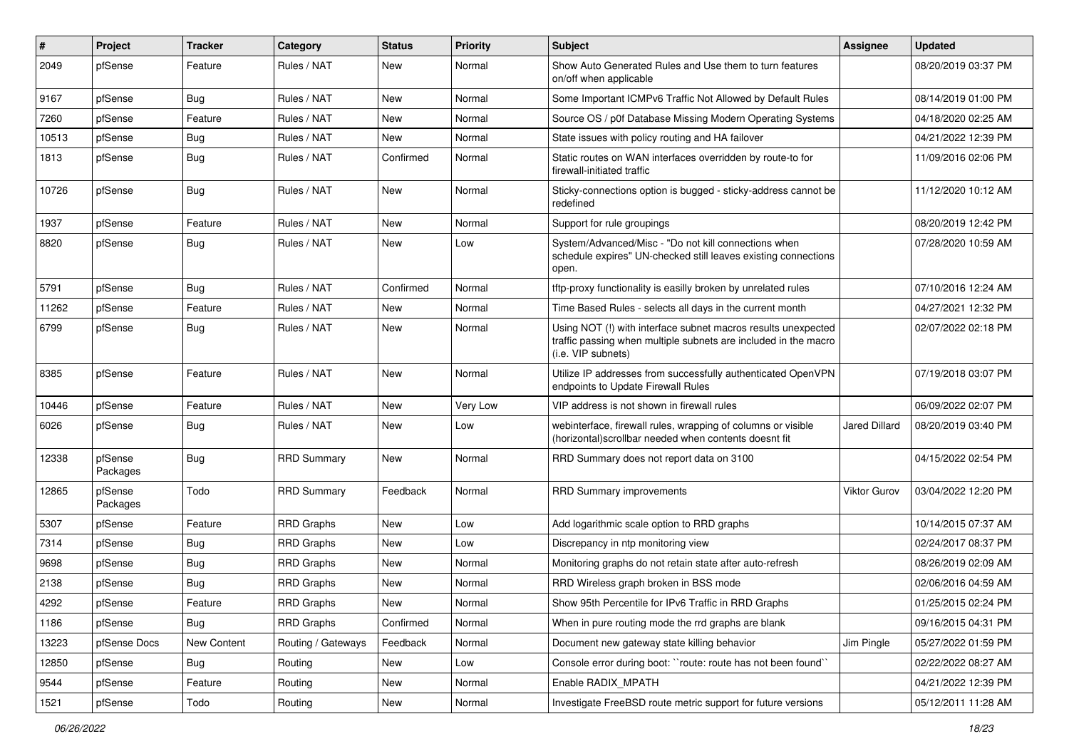| # | Project | Tracker | Category | Status | Priority | Subject | Assignee | Updated |
|---|---|---|---|---|---|---|---|---|
| 2049 | pfSense | Feature | Rules / NAT | New | Normal | Show Auto Generated Rules and Use them to turn features on/off when applicable | | 08/20/2019 03:37 PM |
| 9167 | pfSense | Bug | Rules / NAT | New | Normal | Some Important ICMPv6 Traffic Not Allowed by Default Rules | | 08/14/2019 01:00 PM |
| 7260 | pfSense | Feature | Rules / NAT | New | Normal | Source OS / p0f Database Missing Modern Operating Systems | | 04/18/2020 02:25 AM |
| 10513 | pfSense | Bug | Rules / NAT | New | Normal | State issues with policy routing and HA failover | | 04/21/2022 12:39 PM |
| 1813 | pfSense | Bug | Rules / NAT | Confirmed | Normal | Static routes on WAN interfaces overridden by route-to for firewall-initiated traffic | | 11/09/2016 02:06 PM |
| 10726 | pfSense | Bug | Rules / NAT | New | Normal | Sticky-connections option is bugged - sticky-address cannot be redefined | | 11/12/2020 10:12 AM |
| 1937 | pfSense | Feature | Rules / NAT | New | Normal | Support for rule groupings | | 08/20/2019 12:42 PM |
| 8820 | pfSense | Bug | Rules / NAT | New | Low | System/Advanced/Misc - "Do not kill connections when schedule expires" UN-checked still leaves existing connections open. | | 07/28/2020 10:59 AM |
| 5791 | pfSense | Bug | Rules / NAT | Confirmed | Normal | tftp-proxy functionality is easilly broken by unrelated rules | | 07/10/2016 12:24 AM |
| 11262 | pfSense | Feature | Rules / NAT | New | Normal | Time Based Rules - selects all days in the current month | | 04/27/2021 12:32 PM |
| 6799 | pfSense | Bug | Rules / NAT | New | Normal | Using NOT (!) with interface subnet macros results unexpected traffic passing when multiple subnets are included in the macro (i.e. VIP subnets) | | 02/07/2022 02:18 PM |
| 8385 | pfSense | Feature | Rules / NAT | New | Normal | Utilize IP addresses from successfully authenticated OpenVPN endpoints to Update Firewall Rules | | 07/19/2018 03:07 PM |
| 10446 | pfSense | Feature | Rules / NAT | New | Very Low | VIP address is not shown in firewall rules | | 06/09/2022 02:07 PM |
| 6026 | pfSense | Bug | Rules / NAT | New | Low | webinterface, firewall rules, wrapping of columns or visible (horizontal)scrollbar needed when contents doesnt fit | Jared Dillard | 08/20/2019 03:40 PM |
| 12338 | pfSense Packages | Bug | RRD Summary | New | Normal | RRD Summary does not report data on 3100 | | 04/15/2022 02:54 PM |
| 12865 | pfSense Packages | Todo | RRD Summary | Feedback | Normal | RRD Summary improvements | Viktor Gurov | 03/04/2022 12:20 PM |
| 5307 | pfSense | Feature | RRD Graphs | New | Low | Add logarithmic scale option to RRD graphs | | 10/14/2015 07:37 AM |
| 7314 | pfSense | Bug | RRD Graphs | New | Low | Discrepancy in ntp monitoring view | | 02/24/2017 08:37 PM |
| 9698 | pfSense | Bug | RRD Graphs | New | Normal | Monitoring graphs do not retain state after auto-refresh | | 08/26/2019 02:09 AM |
| 2138 | pfSense | Bug | RRD Graphs | New | Normal | RRD Wireless graph broken in BSS mode | | 02/06/2016 04:59 AM |
| 4292 | pfSense | Feature | RRD Graphs | New | Normal | Show 95th Percentile for IPv6 Traffic in RRD Graphs | | 01/25/2015 02:24 PM |
| 1186 | pfSense | Bug | RRD Graphs | Confirmed | Normal | When in pure routing mode the rrd graphs are blank | | 09/16/2015 04:31 PM |
| 13223 | pfSense Docs | New Content | Routing / Gateways | Feedback | Normal | Document new gateway state killing behavior | Jim Pingle | 05/27/2022 01:59 PM |
| 12850 | pfSense | Bug | Routing | New | Low | Console error during boot: ``route: route has not been found`` | | 02/22/2022 08:27 AM |
| 9544 | pfSense | Feature | Routing | New | Normal | Enable RADIX_MPATH | | 04/21/2022 12:39 PM |
| 1521 | pfSense | Todo | Routing | New | Normal | Investigate FreeBSD route metric support for future versions | | 05/12/2011 11:28 AM |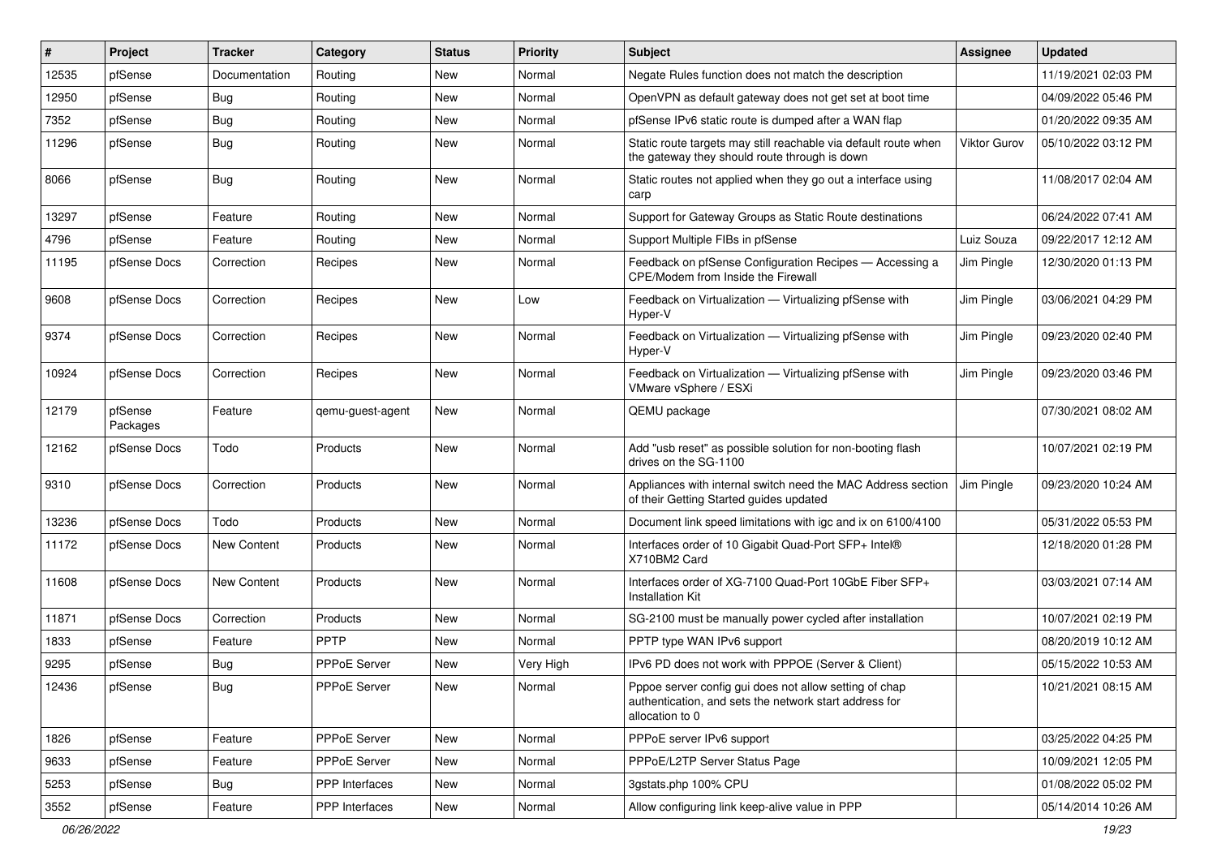| # | Project | Tracker | Category | Status | Priority | Subject | Assignee | Updated |
|---|---|---|---|---|---|---|---|---|
| 12535 | pfSense | Documentation | Routing | New | Normal | Negate Rules function does not match the description | | 11/19/2021 02:03 PM |
| 12950 | pfSense | Bug | Routing | New | Normal | OpenVPN as default gateway does not get set at boot time | | 04/09/2022 05:46 PM |
| 7352 | pfSense | Bug | Routing | New | Normal | pfSense IPv6 static route is dumped after a WAN flap | | 01/20/2022 09:35 AM |
| 11296 | pfSense | Bug | Routing | New | Normal | Static route targets may still reachable via default route when the gateway they should route through is down | Viktor Gurov | 05/10/2022 03:12 PM |
| 8066 | pfSense | Bug | Routing | New | Normal | Static routes not applied when they go out a interface using carp | | 11/08/2017 02:04 AM |
| 13297 | pfSense | Feature | Routing | New | Normal | Support for Gateway Groups as Static Route destinations | | 06/24/2022 07:41 AM |
| 4796 | pfSense | Feature | Routing | New | Normal | Support Multiple FIBs in pfSense | Luiz Souza | 09/22/2017 12:12 AM |
| 11195 | pfSense Docs | Correction | Recipes | New | Normal | Feedback on pfSense Configuration Recipes — Accessing a CPE/Modem from Inside the Firewall | Jim Pingle | 12/30/2020 01:13 PM |
| 9608 | pfSense Docs | Correction | Recipes | New | Low | Feedback on Virtualization — Virtualizing pfSense with Hyper-V | Jim Pingle | 03/06/2021 04:29 PM |
| 9374 | pfSense Docs | Correction | Recipes | New | Normal | Feedback on Virtualization — Virtualizing pfSense with Hyper-V | Jim Pingle | 09/23/2020 02:40 PM |
| 10924 | pfSense Docs | Correction | Recipes | New | Normal | Feedback on Virtualization — Virtualizing pfSense with VMware vSphere / ESXi | Jim Pingle | 09/23/2020 03:46 PM |
| 12179 | pfSense Packages | Feature | qemu-guest-agent | New | Normal | QEMU package | | 07/30/2021 08:02 AM |
| 12162 | pfSense Docs | Todo | Products | New | Normal | Add "usb reset" as possible solution for non-booting flash drives on the SG-1100 | | 10/07/2021 02:19 PM |
| 9310 | pfSense Docs | Correction | Products | New | Normal | Appliances with internal switch need the MAC Address section of their Getting Started guides updated | Jim Pingle | 09/23/2020 10:24 AM |
| 13236 | pfSense Docs | Todo | Products | New | Normal | Document link speed limitations with igc and ix on 6100/4100 | | 05/31/2022 05:53 PM |
| 11172 | pfSense Docs | New Content | Products | New | Normal | Interfaces order of 10 Gigabit Quad-Port SFP+ Intel® X710BM2 Card | | 12/18/2020 01:28 PM |
| 11608 | pfSense Docs | New Content | Products | New | Normal | Interfaces order of XG-7100 Quad-Port 10GbE Fiber SFP+ Installation Kit | | 03/03/2021 07:14 AM |
| 11871 | pfSense Docs | Correction | Products | New | Normal | SG-2100 must be manually power cycled after installation | | 10/07/2021 02:19 PM |
| 1833 | pfSense | Feature | PPTP | New | Normal | PPTP type WAN IPv6 support | | 08/20/2019 10:12 AM |
| 9295 | pfSense | Bug | PPPoE Server | New | Very High | IPv6 PD does not work with PPPOE (Server & Client) | | 05/15/2022 10:53 AM |
| 12436 | pfSense | Bug | PPPoE Server | New | Normal | Pppoe server config gui does not allow setting of chap authentication, and sets the network start address for allocation to 0 | | 10/21/2021 08:15 AM |
| 1826 | pfSense | Feature | PPPoE Server | New | Normal | PPPoE server IPv6 support | | 03/25/2022 04:25 PM |
| 9633 | pfSense | Feature | PPPoE Server | New | Normal | PPPoE/L2TP Server Status Page | | 10/09/2021 12:05 PM |
| 5253 | pfSense | Bug | PPP Interfaces | New | Normal | 3gstats.php 100% CPU | | 01/08/2022 05:02 PM |
| 3552 | pfSense | Feature | PPP Interfaces | New | Normal | Allow configuring link keep-alive value in PPP | | 05/14/2014 10:26 AM |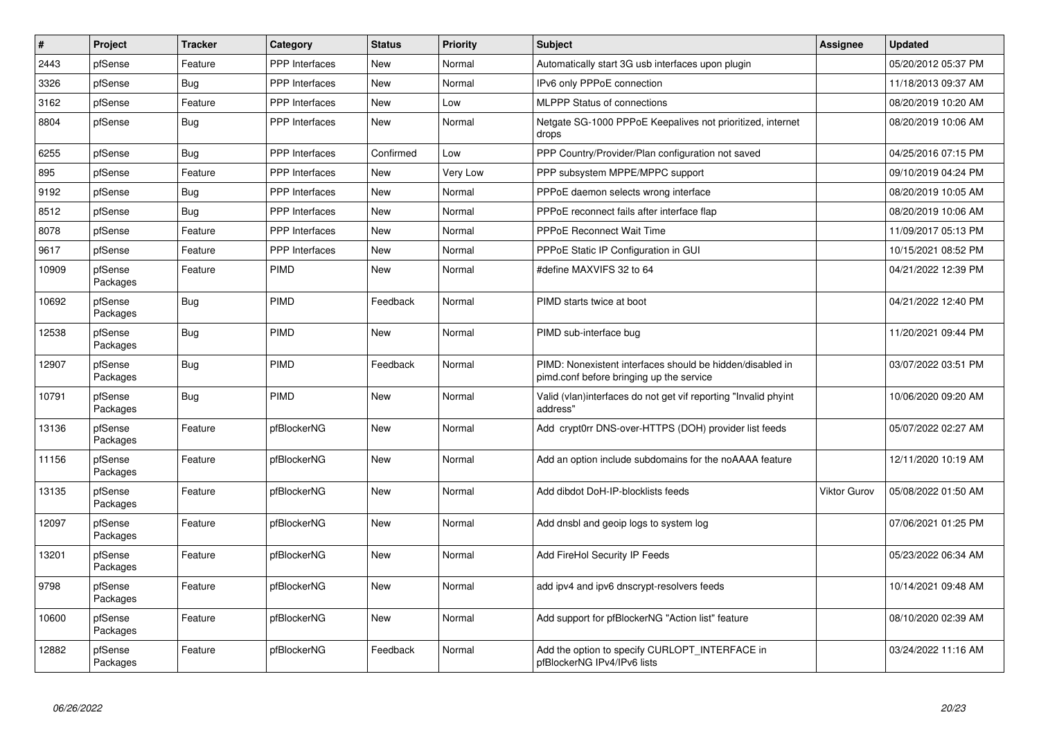| # | Project | Tracker | Category | Status | Priority | Subject | Assignee | Updated |
|---|---|---|---|---|---|---|---|---|
| 2443 | pfSense | Feature | PPP Interfaces | New | Normal | Automatically start 3G usb interfaces upon plugin | | 05/20/2012 05:37 PM |
| 3326 | pfSense | Bug | PPP Interfaces | New | Normal | IPv6 only PPPoE connection | | 11/18/2013 09:37 AM |
| 3162 | pfSense | Feature | PPP Interfaces | New | Low | MLPPP Status of connections | | 08/20/2019 10:20 AM |
| 8804 | pfSense | Bug | PPP Interfaces | New | Normal | Netgate SG-1000 PPPoE Keepalives not prioritized, internet drops | | 08/20/2019 10:06 AM |
| 6255 | pfSense | Bug | PPP Interfaces | Confirmed | Low | PPP Country/Provider/Plan configuration not saved | | 04/25/2016 07:15 PM |
| 895 | pfSense | Feature | PPP Interfaces | New | Very Low | PPP subsystem MPPE/MPPC support | | 09/10/2019 04:24 PM |
| 9192 | pfSense | Bug | PPP Interfaces | New | Normal | PPPoE daemon selects wrong interface | | 08/20/2019 10:05 AM |
| 8512 | pfSense | Bug | PPP Interfaces | New | Normal | PPPoE reconnect fails after interface flap | | 08/20/2019 10:06 AM |
| 8078 | pfSense | Feature | PPP Interfaces | New | Normal | PPPoE Reconnect Wait Time | | 11/09/2017 05:13 PM |
| 9617 | pfSense | Feature | PPP Interfaces | New | Normal | PPPoE Static IP Configuration in GUI | | 10/15/2021 08:52 PM |
| 10909 | pfSense Packages | Feature | PIMD | New | Normal | #define MAXVIFS 32 to 64 | | 04/21/2022 12:39 PM |
| 10692 | pfSense Packages | Bug | PIMD | Feedback | Normal | PIMD starts twice at boot | | 04/21/2022 12:40 PM |
| 12538 | pfSense Packages | Bug | PIMD | New | Normal | PIMD sub-interface bug | | 11/20/2021 09:44 PM |
| 12907 | pfSense Packages | Bug | PIMD | Feedback | Normal | PIMD: Nonexistent interfaces should be hidden/disabled in pimd.conf before bringing up the service | | 03/07/2022 03:51 PM |
| 10791 | pfSense Packages | Bug | PIMD | New | Normal | Valid (vlan)interfaces do not get vif reporting "Invalid phyint address" | | 10/06/2020 09:20 AM |
| 13136 | pfSense Packages | Feature | pfBlockerNG | New | Normal | Add crypt0rr DNS-over-HTTPS (DOH) provider list feeds | | 05/07/2022 02:27 AM |
| 11156 | pfSense Packages | Feature | pfBlockerNG | New | Normal | Add an option include subdomains for the noAAAA feature | | 12/11/2020 10:19 AM |
| 13135 | pfSense Packages | Feature | pfBlockerNG | New | Normal | Add dibdot DoH-IP-blocklists feeds | Viktor Gurov | 05/08/2022 01:50 AM |
| 12097 | pfSense Packages | Feature | pfBlockerNG | New | Normal | Add dnsbl and geoip logs to system log | | 07/06/2021 01:25 PM |
| 13201 | pfSense Packages | Feature | pfBlockerNG | New | Normal | Add FireHol Security IP Feeds | | 05/23/2022 06:34 AM |
| 9798 | pfSense Packages | Feature | pfBlockerNG | New | Normal | add ipv4 and ipv6 dnscrypt-resolvers feeds | | 10/14/2021 09:48 AM |
| 10600 | pfSense Packages | Feature | pfBlockerNG | New | Normal | Add support for pfBlockerNG "Action list" feature | | 08/10/2020 02:39 AM |
| 12882 | pfSense Packages | Feature | pfBlockerNG | Feedback | Normal | Add the option to specify CURLOPT_INTERFACE in pfBlockerNG IPv4/IPv6 lists | | 03/24/2022 11:16 AM |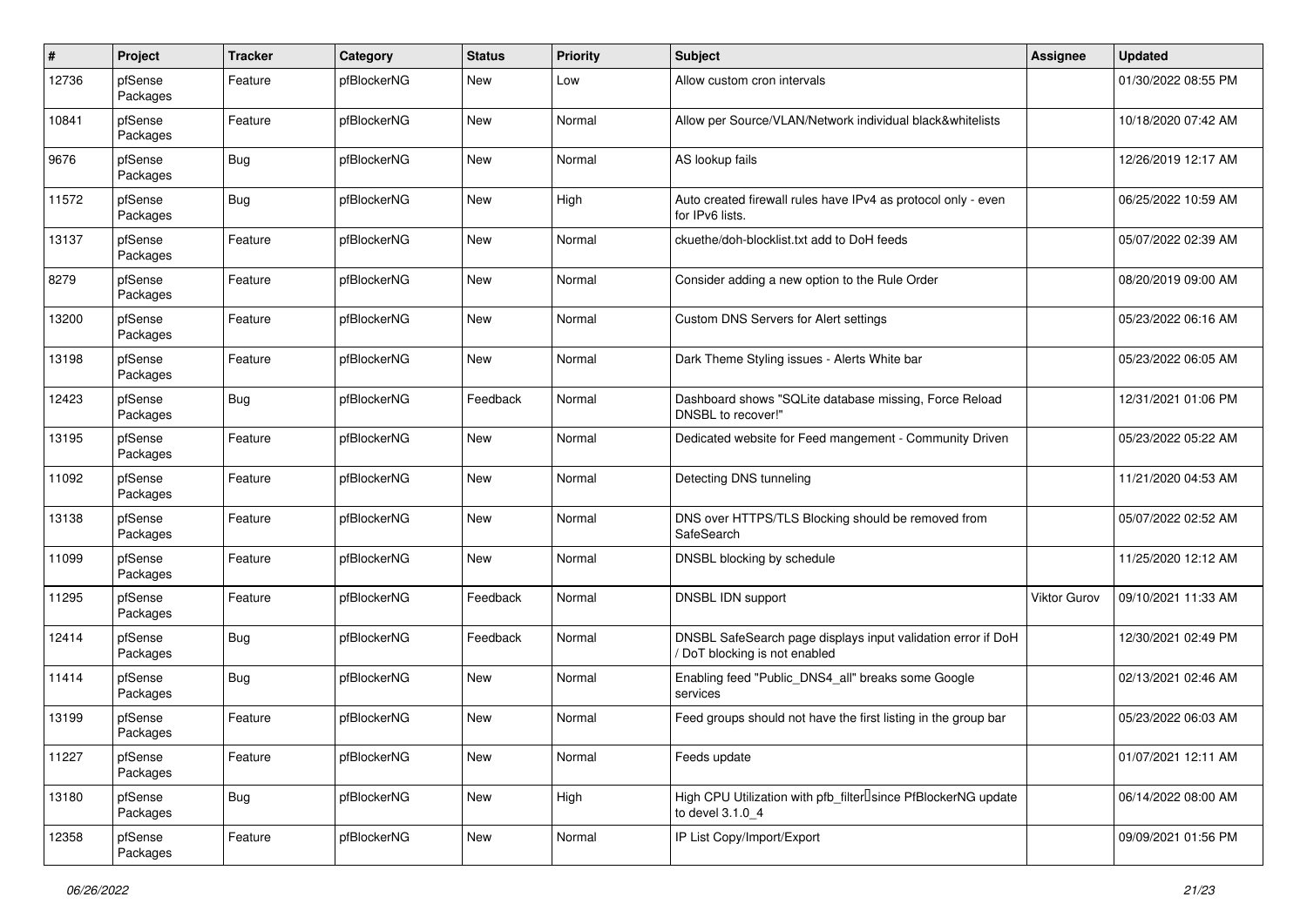| # | Project | Tracker | Category | Status | Priority | Subject | Assignee | Updated |
|---|---|---|---|---|---|---|---|---|
| 12736 | pfSense Packages | Feature | pfBlockerNG | New | Low | Allow custom cron intervals | | 01/30/2022 08:55 PM |
| 10841 | pfSense Packages | Feature | pfBlockerNG | New | Normal | Allow per Source/VLAN/Network individual black&whitelists | | 10/18/2020 07:42 AM |
| 9676 | pfSense Packages | Bug | pfBlockerNG | New | Normal | AS lookup fails | | 12/26/2019 12:17 AM |
| 11572 | pfSense Packages | Bug | pfBlockerNG | New | High | Auto created firewall rules have IPv4 as protocol only - even for IPv6 lists. | | 06/25/2022 10:59 AM |
| 13137 | pfSense Packages | Feature | pfBlockerNG | New | Normal | ckuethe/doh-blocklist.txt add to DoH feeds | | 05/07/2022 02:39 AM |
| 8279 | pfSense Packages | Feature | pfBlockerNG | New | Normal | Consider adding a new option to the Rule Order | | 08/20/2019 09:00 AM |
| 13200 | pfSense Packages | Feature | pfBlockerNG | New | Normal | Custom DNS Servers for Alert settings | | 05/23/2022 06:16 AM |
| 13198 | pfSense Packages | Feature | pfBlockerNG | New | Normal | Dark Theme Styling issues - Alerts White bar | | 05/23/2022 06:05 AM |
| 12423 | pfSense Packages | Bug | pfBlockerNG | Feedback | Normal | Dashboard shows "SQLite database missing, Force Reload DNSBL to recover!" | | 12/31/2021 01:06 PM |
| 13195 | pfSense Packages | Feature | pfBlockerNG | New | Normal | Dedicated website for Feed mangement - Community Driven | | 05/23/2022 05:22 AM |
| 11092 | pfSense Packages | Feature | pfBlockerNG | New | Normal | Detecting DNS tunneling | | 11/21/2020 04:53 AM |
| 13138 | pfSense Packages | Feature | pfBlockerNG | New | Normal | DNS over HTTPS/TLS Blocking should be removed from SafeSearch | | 05/07/2022 02:52 AM |
| 11099 | pfSense Packages | Feature | pfBlockerNG | New | Normal | DNSBL blocking by schedule | | 11/25/2020 12:12 AM |
| 11295 | pfSense Packages | Feature | pfBlockerNG | Feedback | Normal | DNSBL IDN support | Viktor Gurov | 09/10/2021 11:33 AM |
| 12414 | pfSense Packages | Bug | pfBlockerNG | Feedback | Normal | DNSBL SafeSearch page displays input validation error if DoH / DoT blocking is not enabled | | 12/30/2021 02:49 PM |
| 11414 | pfSense Packages | Bug | pfBlockerNG | New | Normal | Enabling feed "Public_DNS4_all" breaks some Google services | | 02/13/2021 02:46 AM |
| 13199 | pfSense Packages | Feature | pfBlockerNG | New | Normal | Feed groups should not have the first listing in the group bar | | 05/23/2022 06:03 AM |
| 11227 | pfSense Packages | Feature | pfBlockerNG | New | Normal | Feeds update | | 01/07/2021 12:11 AM |
| 13180 | pfSense Packages | Bug | pfBlockerNG | New | High | High CPU Utilization with pfb_filter since PfBlockerNG update to devel 3.1.0_4 | | 06/14/2022 08:00 AM |
| 12358 | pfSense Packages | Feature | pfBlockerNG | New | Normal | IP List Copy/Import/Export | | 09/09/2021 01:56 PM |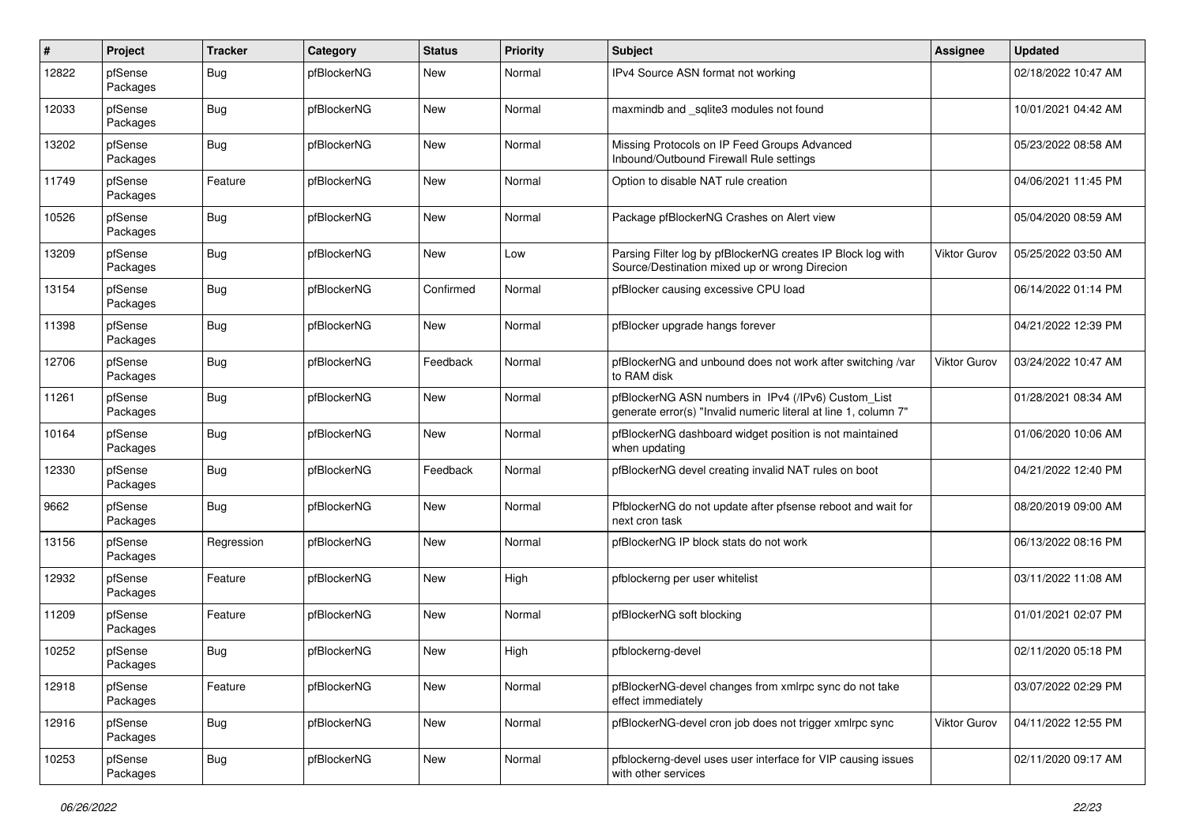| # | Project | Tracker | Category | Status | Priority | Subject | Assignee | Updated |
|---|---|---|---|---|---|---|---|---|
| 12822 | pfSense Packages | Bug | pfBlockerNG | New | Normal | IPv4 Source ASN format not working | | 02/18/2022 10:47 AM |
| 12033 | pfSense Packages | Bug | pfBlockerNG | New | Normal | maxmindb and _sqlite3 modules not found | | 10/01/2021 04:42 AM |
| 13202 | pfSense Packages | Bug | pfBlockerNG | New | Normal | Missing Protocols on IP Feed Groups Advanced Inbound/Outbound Firewall Rule settings | | 05/23/2022 08:58 AM |
| 11749 | pfSense Packages | Feature | pfBlockerNG | New | Normal | Option to disable NAT rule creation | | 04/06/2021 11:45 PM |
| 10526 | pfSense Packages | Bug | pfBlockerNG | New | Normal | Package pfBlockerNG Crashes on Alert view | | 05/04/2020 08:59 AM |
| 13209 | pfSense Packages | Bug | pfBlockerNG | New | Low | Parsing Filter log by pfBlockerNG creates IP Block log with Source/Destination mixed up or wrong Direcion | Viktor Gurov | 05/25/2022 03:50 AM |
| 13154 | pfSense Packages | Bug | pfBlockerNG | Confirmed | Normal | pfBlocker causing excessive CPU load | | 06/14/2022 01:14 PM |
| 11398 | pfSense Packages | Bug | pfBlockerNG | New | Normal | pfBlocker upgrade hangs forever | | 04/21/2022 12:39 PM |
| 12706 | pfSense Packages | Bug | pfBlockerNG | Feedback | Normal | pfBlockerNG and unbound does not work after switching /var to RAM disk | Viktor Gurov | 03/24/2022 10:47 AM |
| 11261 | pfSense Packages | Bug | pfBlockerNG | New | Normal | pfBlockerNG ASN numbers in IPv4 (/IPv6) Custom_List generate error(s) "Invalid numeric literal at line 1, column 7" | | 01/28/2021 08:34 AM |
| 10164 | pfSense Packages | Bug | pfBlockerNG | New | Normal | pfBlockerNG dashboard widget position is not maintained when updating | | 01/06/2020 10:06 AM |
| 12330 | pfSense Packages | Bug | pfBlockerNG | Feedback | Normal | pfBlockerNG devel creating invalid NAT rules on boot | | 04/21/2022 12:40 PM |
| 9662 | pfSense Packages | Bug | pfBlockerNG | New | Normal | PfblockerNG do not update after pfsense reboot and wait for next cron task | | 08/20/2019 09:00 AM |
| 13156 | pfSense Packages | Regression | pfBlockerNG | New | Normal | pfBlockerNG IP block stats do not work | | 06/13/2022 08:16 PM |
| 12932 | pfSense Packages | Feature | pfBlockerNG | New | High | pfblockerng per user whitelist | | 03/11/2022 11:08 AM |
| 11209 | pfSense Packages | Feature | pfBlockerNG | New | Normal | pfBlockerNG soft blocking | | 01/01/2021 02:07 PM |
| 10252 | pfSense Packages | Bug | pfBlockerNG | New | High | pfblockerng-devel | | 02/11/2020 05:18 PM |
| 12918 | pfSense Packages | Feature | pfBlockerNG | New | Normal | pfBlockerNG-devel changes from xmlrpc sync do not take effect immediately | | 03/07/2022 02:29 PM |
| 12916 | pfSense Packages | Bug | pfBlockerNG | New | Normal | pfBlockerNG-devel cron job does not trigger xmlrpc sync | Viktor Gurov | 04/11/2022 12:55 PM |
| 10253 | pfSense Packages | Bug | pfBlockerNG | New | Normal | pfblockerng-devel uses user interface for VIP causing issues with other services | | 02/11/2020 09:17 AM |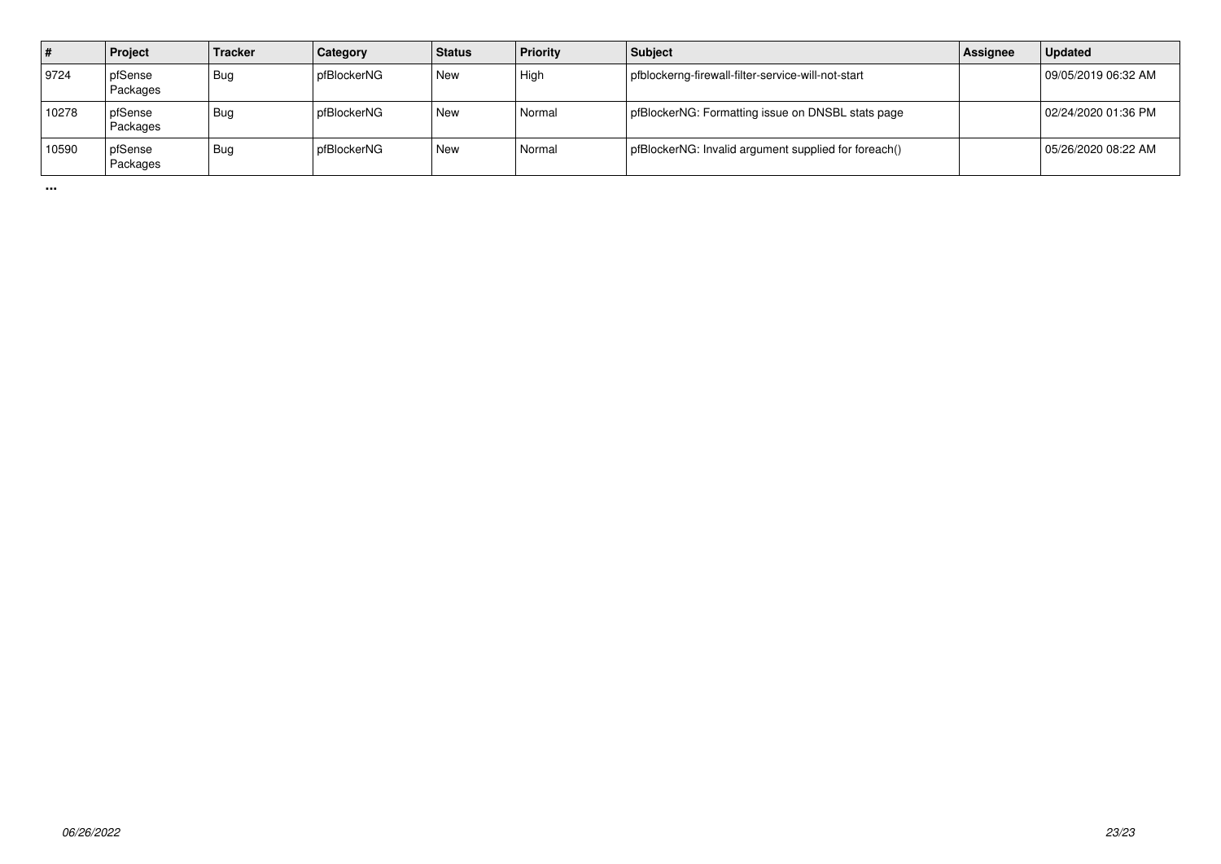| # | Project | Tracker | Category | Status | Priority | Subject | Assignee | Updated |
|---|---|---|---|---|---|---|---|---|
| 9724 | pfSense Packages | Bug | pfBlockerNG | New | High | pfblockerng-firewall-filter-service-will-not-start | | 09/05/2019 06:32 AM |
| 10278 | pfSense Packages | Bug | pfBlockerNG | New | Normal | pfBlockerNG: Formatting issue on DNSBL stats page | | 02/24/2020 01:36 PM |
| 10590 | pfSense Packages | Bug | pfBlockerNG | New | Normal | pfBlockerNG: Invalid argument supplied for foreach() | | 05/26/2020 08:22 AM |

**...**